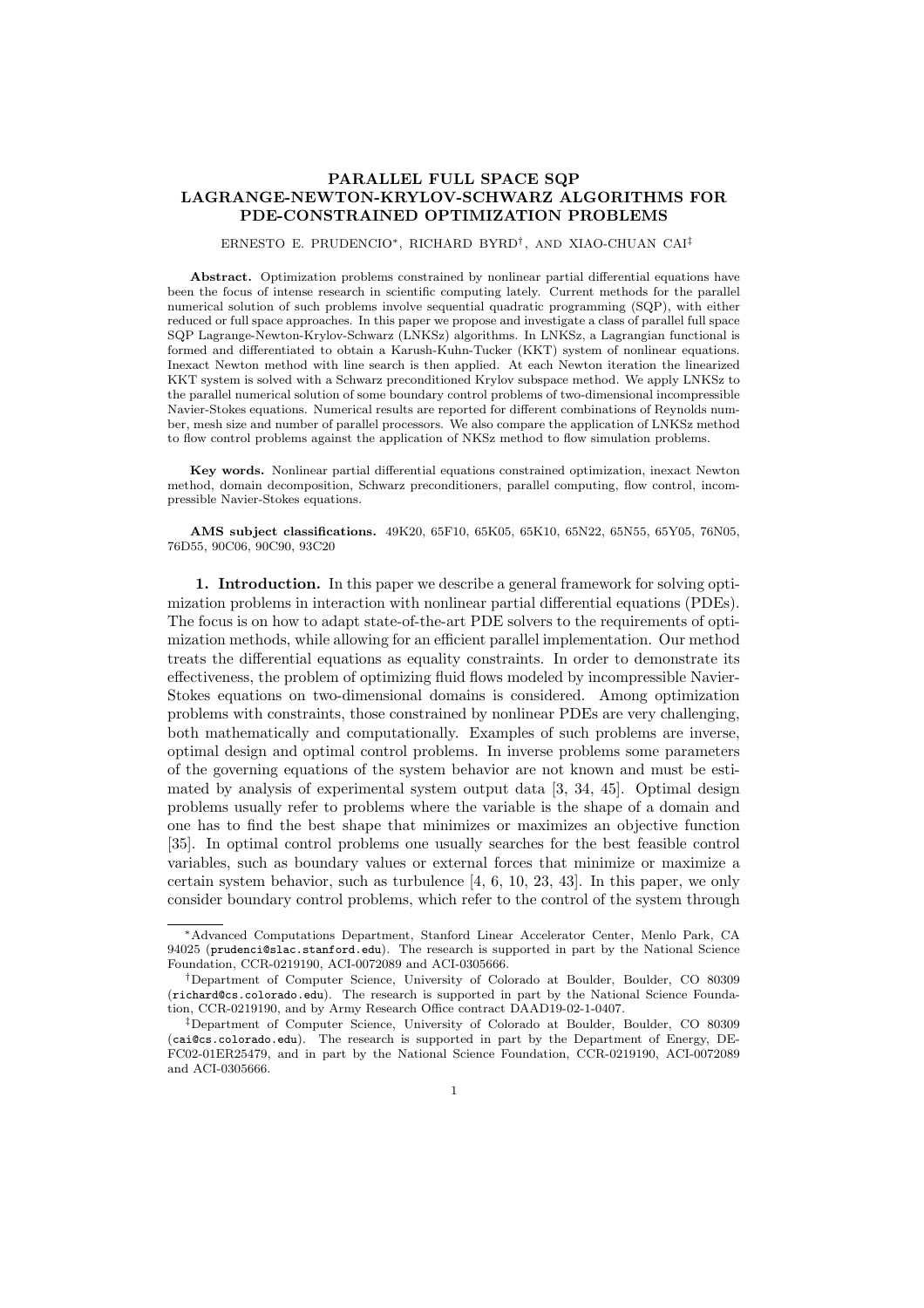# PARALLEL FULL SPACE SQP LAGRANGE-NEWTON-KRYLOV-SCHWARZ ALGORITHMS FOR PDE-CONSTRAINED OPTIMIZATION PROBLEMS

ERNESTO E. PRUDENCIO[∗], RICHARD BYRD[†], AND XIAO-CHUAN CAI[‡]

**Abstract.** Optimization problems constrained by nonlinear partial differential equations have been the focus of intense research in scientific computing lately. Current methods for the parallel numerical solution of such problems involve sequential quadratic programming (SQP), with either reduced or full space approaches. In this paper we propose and investigate a class of parallel full space SQP Lagrange-Newton-Krylov-Schwarz (LNKSz) algorithms. In LNKSz, a Lagrangian functional is formed and differentiated to obtain a Karush-Kuhn-Tucker (KKT) system of nonlinear equations. Inexact Newton method with line search is then applied. At each Newton iteration the linearized KKT system is solved with a Schwarz preconditioned Krylov subspace method. We apply LNKSz to the parallel numerical solution of some boundary control problems of two-dimensional incompressible Navier-Stokes equations. Numerical results are reported for different combinations of Reynolds number, mesh size and number of parallel processors. We also compare the application of LNKSz method to flow control problems against the application of NKSz method to flow simulation problems.

**Key words.** Nonlinear partial differential equations constrained optimization, inexact Newton method, domain decomposition, Schwarz preconditioners, parallel computing, flow control, incompressible Navier-Stokes equations.

**AMS subject classifications.** 49K20, 65F10, 65K05, 65K10, 65N22, 65N55, 65Y05, 76N05, 76D55, 90C06, 90C90, 93C20

**1. Introduction.** In this paper we describe a general framework for solving optimization problems in interaction with nonlinear partial differential equations (PDEs). The focus is on how to adapt state-of-the-art PDE solvers to the requirements of optimization methods, while allowing for an efficient parallel implementation. Our method treats the differential equations as equality constraints. In order to demonstrate its effectiveness, the problem of optimizing fluid flows modeled by incompressible Navier-Stokes equations on two-dimensional domains is considered. Among optimization problems with constraints, those constrained by nonlinear PDEs are very challenging, both mathematically and computationally. Examples of such problems are inverse, optimal design and optimal control problems. In inverse problems some parameters of the governing equations of the system behavior are not known and must be estimated by analysis of experimental system output data [3, 34, 45]. Optimal design problems usually refer to problems where the variable is the shape of a domain and one has to find the best shape that minimizes or maximizes an objective function [35]. In optimal control problems one usually searches for the best feasible control variables, such as boundary values or external forces that minimize or maximize a certain system behavior, such as turbulence [4, 6, 10, 23, 43]. In this paper, we only consider boundary control problems, which refer to the control of the system through

---

[∗]Advanced Computations Department, Stanford Linear Accelerator Center, Menlo Park, CA 94025 (prudenci@slac.stanford.edu). The research is supported in part by the National Science Foundation, CCR-0219190, ACI-0072089 and ACI-0305666.

[†]Department of Computer Science, University of Colorado at Boulder, Boulder, CO 80309 (richard@cs.colorado.edu). The research is supported in part by the National Science Foundation, CCR-0219190, and by Army Research Office contract DAAD19-02-1-0407.

[‡]Department of Computer Science, University of Colorado at Boulder, Boulder, CO 80309 (cai@cs.colorado.edu). The research is supported in part by the Department of Energy, DE-FC02-01ER25479, and in part by the National Science Foundation, CCR-0219190, ACI-0072089 and ACI-0305666.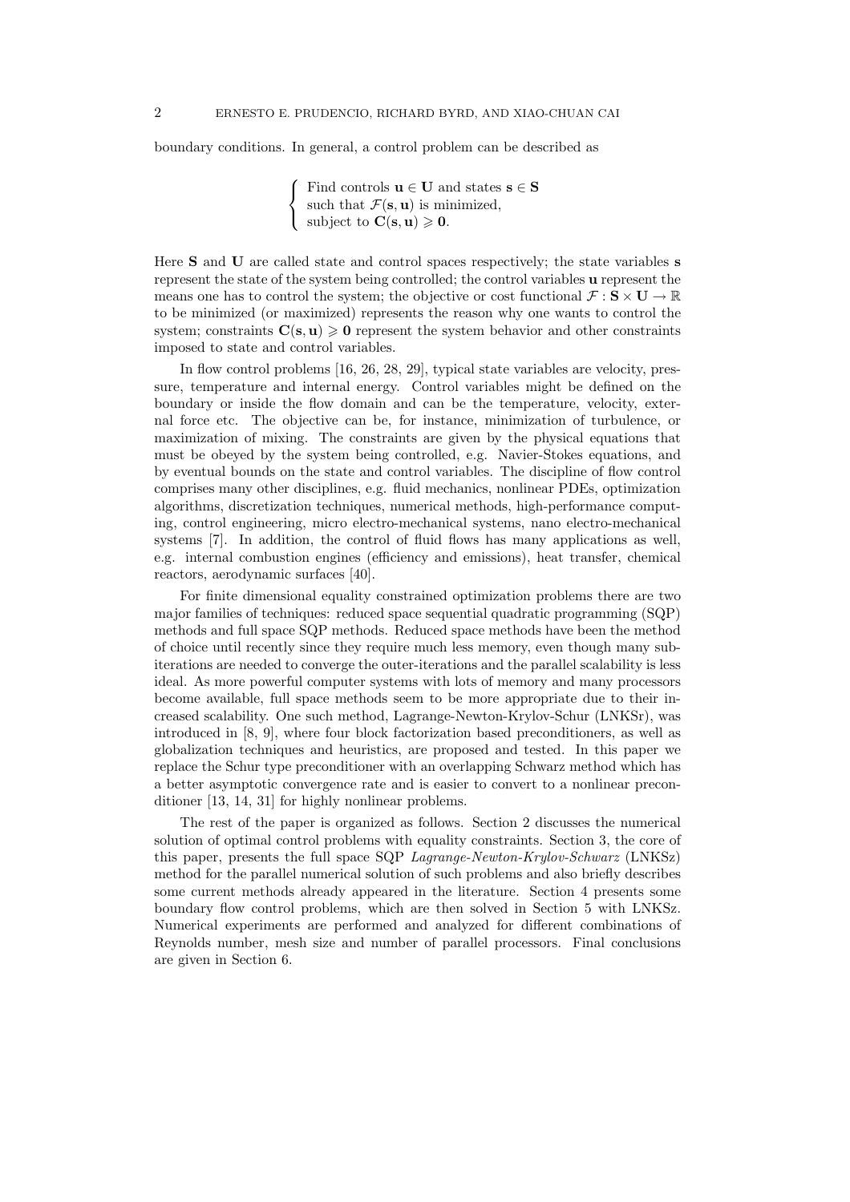boundary conditions. In general, a control problem can be described as

$$
\left\{
\begin{array}{l}
\text{Find controls } \mathbf{u} \in \mathbf{U} \text{ and states } \mathbf{s} \in \mathbf{S} \\
\text{such that } \mathcal{F}(\mathbf{s}, \mathbf{u}) \text{ is minimized,} \\
\text{subject to } \mathbf{C}(\mathbf{s}, \mathbf{u}) \geqslant \mathbf{0}.
\end{array}
\right.
$$

Here $\mathbf{S}$ and $\mathbf{U}$ are called state and control spaces respectively; the state variables $\mathbf{s}$ represent the state of the system being controlled; the control variables $\mathbf{u}$ represent the means one has to control the system; the objective or cost functional $\mathcal{F} : \mathbf{S} \times \mathbf{U} \to \mathbb{R}$ to be minimized (or maximized) represents the reason why one wants to control the system; constraints $\mathbf{C}(\mathbf{s}, \mathbf{u}) \geqslant \mathbf{0}$ represent the system behavior and other constraints imposed to state and control variables.

In flow control problems [16, 26, 28, 29], typical state variables are velocity, pressure, temperature and internal energy. Control variables might be defined on the boundary or inside the flow domain and can be the temperature, velocity, external force etc. The objective can be, for instance, minimization of turbulence, or maximization of mixing. The constraints are given by the physical equations that must be obeyed by the system being controlled, e.g. Navier-Stokes equations, and by eventual bounds on the state and control variables. The discipline of flow control comprises many other disciplines, e.g. fluid mechanics, nonlinear PDEs, optimization algorithms, discretization techniques, numerical methods, high-performance computing, control engineering, micro electro-mechanical systems, nano electro-mechanical systems [7]. In addition, the control of fluid flows has many applications as well, e.g. internal combustion engines (efficiency and emissions), heat transfer, chemical reactors, aerodynamic surfaces [40].

For finite dimensional equality constrained optimization problems there are two major families of techniques: reduced space sequential quadratic programming (SQP) methods and full space SQP methods. Reduced space methods have been the method of choice until recently since they require much less memory, even though many subiterations are needed to converge the outer-iterations and the parallel scalability is less ideal. As more powerful computer systems with lots of memory and many processors become available, full space methods seem to be more appropriate due to their increased scalability. One such method, Lagrange-Newton-Krylov-Schur (LNKSr), was introduced in [8, 9], where four block factorization based preconditioners, as well as globalization techniques and heuristics, are proposed and tested. In this paper we replace the Schur type preconditioner with an overlapping Schwarz method which has a better asymptotic convergence rate and is easier to convert to a nonlinear preconditioner [13, 14, 31] for highly nonlinear problems.

The rest of the paper is organized as follows. Section 2 discusses the numerical solution of optimal control problems with equality constraints. Section 3, the core of this paper, presents the full space SQP *Lagrange-Newton-Krylov-Schwarz* (LNKSz) method for the parallel numerical solution of such problems and also briefly describes some current methods already appeared in the literature. Section 4 presents some boundary flow control problems, which are then solved in Section 5 with LNKSz. Numerical experiments are performed and analyzed for different combinations of Reynolds number, mesh size and number of parallel processors. Final conclusions are given in Section 6.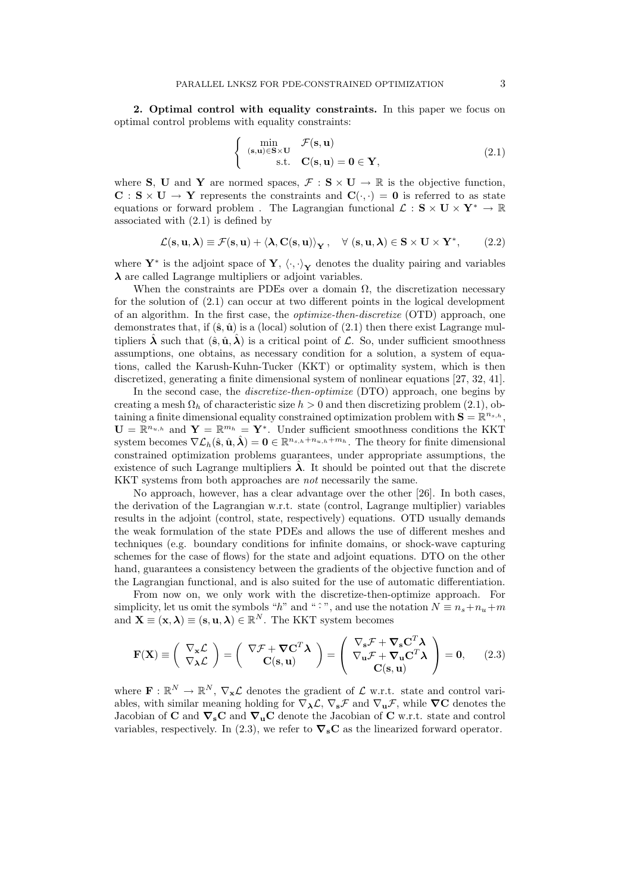## 2. Optimal control with equality constraints.

In this paper we focus on optimal control problems with equality constraints:

$$
\left\{ \begin{array}{ll} \min\limits_{(\mathbf{s},\mathbf{u})\in\mathbf{S}\times\mathbf{U}} & \mathcal{F}(\mathbf{s},\mathbf{u}) \\ \quad\text{s.t.} & \mathbf{C}(\mathbf{s},\mathbf{u}) = \mathbf{0} \in \mathbf{Y}, \end{array} \right. \tag{2.1}
$$

where $\mathbf{S}$, $\mathbf{U}$ and $\mathbf{Y}$ are normed spaces, $\mathcal{F} : \mathbf{S} \times \mathbf{U} \to \mathbb{R}$ is the objective function, $\mathbf{C} : \mathbf{S} \times \mathbf{U} \to \mathbf{Y}$ represents the constraints and $\mathbf{C}(\cdot,\cdot) = \mathbf{0}$ is referred to as state equations or forward problem . The Lagrangian functional $\mathcal{L} : \mathbf{S} \times \mathbf{U} \times \mathbf{Y}^* \to \mathbb{R}$ associated with (2.1) is defined by

$$
\mathcal{L}(\mathbf{s},\mathbf{u},\boldsymbol{\lambda}) \equiv \mathcal{F}(\mathbf{s},\mathbf{u}) + \langle \boldsymbol{\lambda}, \mathbf{C}(\mathbf{s},\mathbf{u}) \rangle_{\mathbf{Y}}, \quad \forall\ (\mathbf{s},\mathbf{u},\boldsymbol{\lambda}) \in \mathbf{S} \times \mathbf{U} \times \mathbf{Y}^*, \tag{2.2}
$$

where $\mathbf{Y}^*$ is the adjoint space of $\mathbf{Y}$, $\langle\cdot,\cdot\rangle_{\mathbf{Y}}$ denotes the duality pairing and variables $\boldsymbol{\lambda}$ are called Lagrange multipliers or adjoint variables.

When the constraints are PDEs over a domain $\Omega$, the discretization necessary for the solution of (2.1) can occur at two different points in the logical development of an algorithm. In the first case, the *optimize-then-discretize* (OTD) approach, one demonstrates that, if $(\hat{\mathbf{s}},\hat{\mathbf{u}})$ is a (local) solution of (2.1) then there exist Lagrange multipliers $\hat{\boldsymbol{\lambda}}$ such that $(\hat{\mathbf{s}},\hat{\mathbf{u}},\hat{\boldsymbol{\lambda}})$ is a critical point of $\mathcal{L}$. So, under sufficient smoothness assumptions, one obtains, as necessary condition for a solution, a system of equations, called the Karush-Kuhn-Tucker (KKT) or optimality system, which is then discretized, generating a finite dimensional system of nonlinear equations [27, 32, 41].

In the second case, the *discretize-then-optimize* (DTO) approach, one begins by creating a mesh $\Omega_h$ of characteristic size $h > 0$ and then discretizing problem (2.1), obtaining a finite dimensional equality constrained optimization problem with $\mathbf{S} = \mathbb{R}^{n_{s,h}}$, $\mathbf{U} = \mathbb{R}^{n_{u,h}}$ and $\mathbf{Y} = \mathbb{R}^{m_h} = \mathbf{Y}^*$. Under sufficient smoothness conditions the KKT system becomes $\nabla\mathcal{L}_h(\hat{\mathbf{s}},\hat{\mathbf{u}},\hat{\boldsymbol{\lambda}}) = \mathbf{0} \in \mathbb{R}^{n_{s,h}+n_{u,h}+m_h}$. The theory for finite dimensional constrained optimization problems guarantees, under appropriate assumptions, the existence of such Lagrange multipliers $\hat{\boldsymbol{\lambda}}$. It should be pointed out that the discrete KKT systems from both approaches are *not* necessarily the same.

No approach, however, has a clear advantage over the other [26]. In both cases, the derivation of the Lagrangian w.r.t. state (control, Lagrange multiplier) variables results in the adjoint (control, state, respectively) equations. OTD usually demands the weak formulation of the state PDEs and allows the use of different meshes and techniques (e.g. boundary conditions for infinite domains, or shock-wave capturing schemes for the case of flows) for the state and adjoint equations. DTO on the other hand, guarantees a consistency between the gradients of the objective function and of the Lagrangian functional, and is also suited for the use of automatic differentiation.

From now on, we only work with the discretize-then-optimize approach. For simplicity, let us omit the symbols "$h$" and "$\hat{\ }$", and use the notation $N \equiv n_s + n_u + m$ and $\mathbf{X} \equiv (\mathbf{x},\boldsymbol{\lambda}) \equiv (\mathbf{s},\mathbf{u},\boldsymbol{\lambda}) \in \mathbb{R}^N$. The KKT system becomes

$$
\mathbf{F}(\mathbf{X}) \equiv \begin{pmatrix} \nabla_{\mathbf{x}}\mathcal{L} \\ \nabla_{\boldsymbol{\lambda}}\mathcal{L} \end{pmatrix} = \begin{pmatrix} \nabla\mathcal{F} + \boldsymbol{\nabla}\mathbf{C}^T\boldsymbol{\lambda} \\ \mathbf{C}(\mathbf{s},\mathbf{u}) \end{pmatrix} = \begin{pmatrix} \nabla_{\mathbf{s}}\mathcal{F} + \boldsymbol{\nabla}_{\mathbf{s}}\mathbf{C}^T\boldsymbol{\lambda} \\ \nabla_{\mathbf{u}}\mathcal{F} + \boldsymbol{\nabla}_{\mathbf{u}}\mathbf{C}^T\boldsymbol{\lambda} \\ \mathbf{C}(\mathbf{s},\mathbf{u}) \end{pmatrix} = \mathbf{0}, \tag{2.3}
$$

where $\mathbf{F} : \mathbb{R}^N \to \mathbb{R}^N$, $\nabla_{\mathbf{x}}\mathcal{L}$ denotes the gradient of $\mathcal{L}$ w.r.t. state and control variables, with similar meaning holding for $\nabla_{\boldsymbol{\lambda}}\mathcal{L}$, $\nabla_{\mathbf{s}}\mathcal{F}$ and $\nabla_{\mathbf{u}}\mathcal{F}$, while $\boldsymbol{\nabla}\mathbf{C}$ denotes the Jacobian of $\mathbf{C}$ and $\boldsymbol{\nabla}_{\mathbf{s}}\mathbf{C}$ and $\boldsymbol{\nabla}_{\mathbf{u}}\mathbf{C}$ denote the Jacobian of $\mathbf{C}$ w.r.t. state and control variables, respectively. In (2.3), we refer to $\boldsymbol{\nabla}_{\mathbf{s}}\mathbf{C}$ as the linearized forward operator.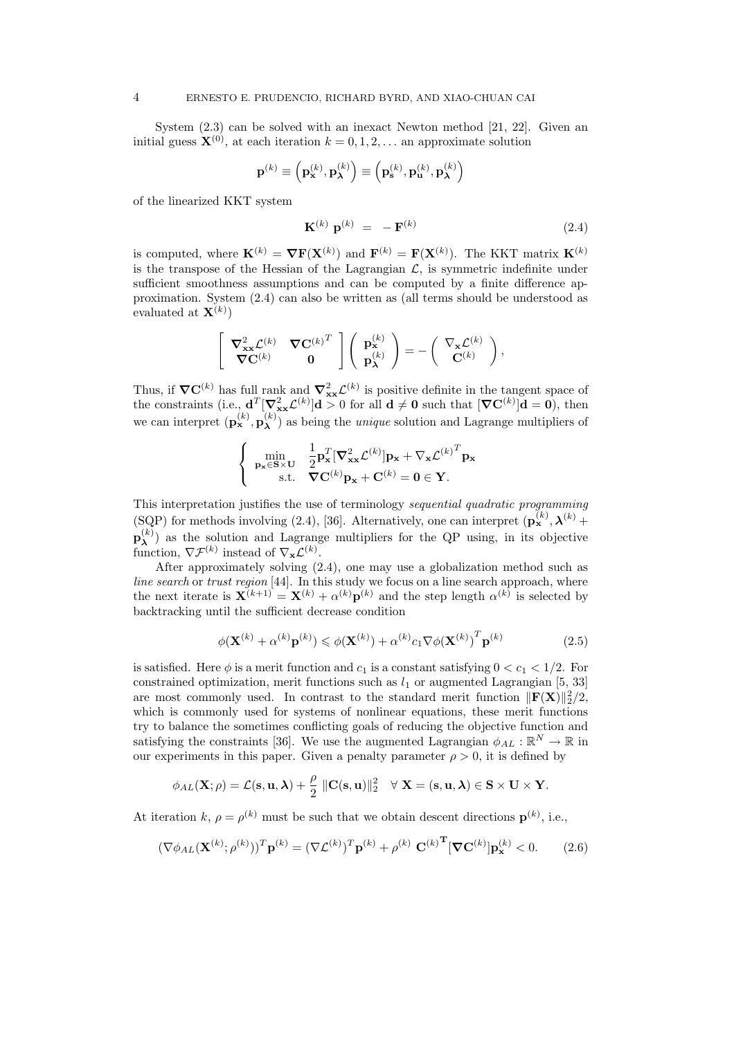System (2.3) can be solved with an inexact Newton method [21, 22]. Given an initial guess $\mathbf{X}^{(0)}$, at each iteration $k = 0, 1, 2, \ldots$ an approximate solution

$$\mathbf{p}^{(k)} \equiv \left(\mathbf{p}_{\mathbf{x}}^{(k)}, \mathbf{p}_{\boldsymbol{\lambda}}^{(k)}\right) \equiv \left(\mathbf{p}_{\mathbf{s}}^{(k)}, \mathbf{p}_{\mathbf{u}}^{(k)}, \mathbf{p}_{\boldsymbol{\lambda}}^{(k)}\right)$$

of the linearized KKT system

$$\mathbf{K}^{(k)} \; \mathbf{p}^{(k)} \;\; = \;\; -\, \mathbf{F}^{(k)} \tag{2.4}$$

is computed, where $\mathbf{K}^{(k)} = \boldsymbol{\nabla}\mathbf{F}(\mathbf{X}^{(k)})$ and $\mathbf{F}^{(k)} = \mathbf{F}(\mathbf{X}^{(k)})$. The KKT matrix $\mathbf{K}^{(k)}$ is the transpose of the Hessian of the Lagrangian $\mathcal{L}$, is symmetric indefinite under sufficient smoothness assumptions and can be computed by a finite difference approximation. System (2.4) can also be written as (all terms should be understood as evaluated at $\mathbf{X}^{(k)}$)

$$\begin{bmatrix} \boldsymbol{\nabla}^2_{\mathbf{xx}}\mathcal{L}^{(k)} & \boldsymbol{\nabla}\mathbf{C}^{(k)^T} \\ \boldsymbol{\nabla}\mathbf{C}^{(k)} & \mathbf{0} \end{bmatrix} \begin{pmatrix} \mathbf{p}_{\mathbf{x}}^{(k)} \\ \mathbf{p}_{\boldsymbol{\lambda}}^{(k)} \end{pmatrix} = - \begin{pmatrix} \nabla_{\mathbf{x}}\mathcal{L}^{(k)} \\ \mathbf{C}^{(k)} \end{pmatrix},$$

Thus, if $\boldsymbol{\nabla}\mathbf{C}^{(k)}$ has full rank and $\boldsymbol{\nabla}^2_{\mathbf{xx}}\mathcal{L}^{(k)}$ is positive definite in the tangent space of the constraints (i.e., $\mathbf{d}^T[\boldsymbol{\nabla}^2_{\mathbf{xx}}\mathcal{L}^{(k)}]\mathbf{d} > 0$ for all $\mathbf{d} \neq \mathbf{0}$ such that $[\boldsymbol{\nabla}\mathbf{C}^{(k)}]\mathbf{d} = \mathbf{0}$), then we can interpret $(\mathbf{p}_{\mathbf{x}}^{(k)}, \mathbf{p}_{\boldsymbol{\lambda}}^{(k)})$ as being the *unique* solution and Lagrange multipliers of

$$\left\{ \begin{array}{ll} \displaystyle\min_{\mathbf{p}_{\mathbf{x}} \in \mathbf{S}\times\mathbf{U}} & \dfrac{1}{2}\mathbf{p}_{\mathbf{x}}^T[\boldsymbol{\nabla}^2_{\mathbf{xx}}\mathcal{L}^{(k)}]\mathbf{p}_{\mathbf{x}} + \nabla_{\mathbf{x}}\mathcal{L}^{(k)^T}\mathbf{p}_{\mathbf{x}} \\ \text{s.t.} & \boldsymbol{\nabla}\mathbf{C}^{(k)}\mathbf{p}_{\mathbf{x}} + \mathbf{C}^{(k)} = \mathbf{0} \in \mathbf{Y}. \end{array} \right.$$

This interpretation justifies the use of terminology *sequential quadratic programming* (SQP) for methods involving (2.4), [36]. Alternatively, one can interpret $(\mathbf{p}_{\mathbf{x}}^{(k)}, \boldsymbol{\lambda}^{(k)} + \mathbf{p}_{\boldsymbol{\lambda}}^{(k)})$ as the solution and Lagrange multipliers for the QP using, in its objective function, $\nabla\mathcal{F}^{(k)}$ instead of $\nabla_{\mathbf{x}}\mathcal{L}^{(k)}$.

After approximately solving (2.4), one may use a globalization method such as *line search* or *trust region* [44]. In this study we focus on a line search approach, where the next iterate is $\mathbf{X}^{(k+1)} = \mathbf{X}^{(k)} + \alpha^{(k)}\mathbf{p}^{(k)}$ and the step length $\alpha^{(k)}$ is selected by backtracking until the sufficient decrease condition

$$\phi(\mathbf{X}^{(k)} + \alpha^{(k)}\mathbf{p}^{(k)}) \leqslant \phi(\mathbf{X}^{(k)}) + \alpha^{(k)}c_1\nabla\phi(\mathbf{X}^{(k)})^T\mathbf{p}^{(k)} \tag{2.5}$$

is satisfied. Here $\phi$ is a merit function and $c_1$ is a constant satisfying $0 < c_1 < 1/2$. For constrained optimization, merit functions such as $l_1$ or augmented Lagrangian [5, 33] are most commonly used. In contrast to the standard merit function $\|\mathbf{F}(\mathbf{X})\|_2^2/2$, which is commonly used for systems of nonlinear equations, these merit functions try to balance the sometimes conflicting goals of reducing the objective function and satisfying the constraints [36]. We use the augmented Lagrangian $\phi_{AL} : \mathbb{R}^N \to \mathbb{R}$ in our experiments in this paper. Given a penalty parameter $\rho > 0$, it is defined by

$$\phi_{AL}(\mathbf{X};\rho) = \mathcal{L}(\mathbf{s},\mathbf{u},\boldsymbol{\lambda}) + \frac{\rho}{2}\,\|\mathbf{C}(\mathbf{s},\mathbf{u})\|_2^2 \quad \forall\ \mathbf{X} = (\mathbf{s},\mathbf{u},\boldsymbol{\lambda}) \in \mathbf{S}\times\mathbf{U}\times\mathbf{Y}.$$

At iteration $k$, $\rho = \rho^{(k)}$ must be such that we obtain descent directions $\mathbf{p}^{(k)}$, i.e.,

$$(\nabla\phi_{AL}(\mathbf{X}^{(k)};\rho^{(k)}))^T\mathbf{p}^{(k)} = (\nabla\mathcal{L}^{(k)})^T\mathbf{p}^{(k)} + \rho^{(k)}\;\mathbf{C}^{(k)^{\mathbf{T}}}[\boldsymbol{\nabla}\mathbf{C}^{(k)}]\mathbf{p}_{\mathbf{x}}^{(k)} < 0. \tag{2.6}$$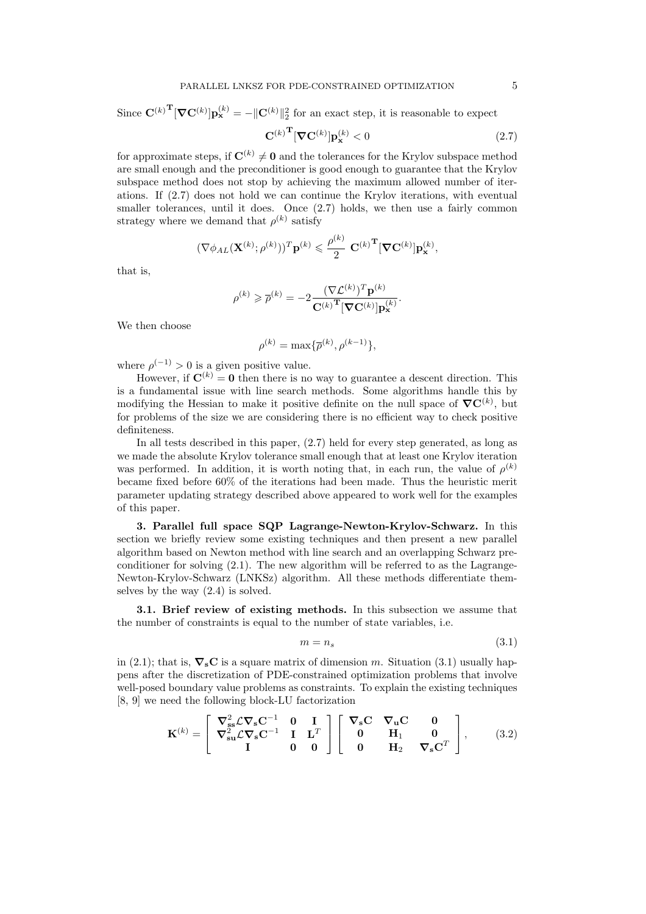Since ${\mathbf{C}^{(k)}}^{\mathbf{T}}[\boldsymbol{\nabla}\mathbf{C}^{(k)}]\mathbf{p}_{\mathbf{x}}^{(k)} = -\|\mathbf{C}^{(k)}\|_2^2$ for an exact step, it is reasonable to expect

$$
{\mathbf{C}^{(k)}}^{\mathbf{T}}[\boldsymbol{\nabla}\mathbf{C}^{(k)}]\mathbf{p}_{\mathbf{x}}^{(k)} < 0 \tag{2.7}
$$

for approximate steps, if $\mathbf{C}^{(k)} \neq \mathbf{0}$ and the tolerances for the Krylov subspace method are small enough and the preconditioner is good enough to guarantee that the Krylov subspace method does not stop by achieving the maximum allowed number of iterations. If (2.7) does not hold we can continue the Krylov iterations, with eventual smaller tolerances, until it does. Once (2.7) holds, we then use a fairly common strategy where we demand that $\rho^{(k)}$ satisfy

$$
(\nabla\phi_{AL}(\mathbf{X}^{(k)};\rho^{(k)}))^T\mathbf{p}^{(k)} \leqslant \frac{\rho^{(k)}}{2}\ {\mathbf{C}^{(k)}}^{\mathbf{T}}[\boldsymbol{\nabla}\mathbf{C}^{(k)}]\mathbf{p}_{\mathbf{x}}^{(k)},
$$

that is,

$$
\rho^{(k)} \geqslant \overline{\rho}^{(k)} = -2\frac{(\nabla\mathcal{L}^{(k)})^T\mathbf{p}^{(k)}}{{\mathbf{C}^{(k)}}^{\mathbf{T}}[\boldsymbol{\nabla}\mathbf{C}^{(k)}]\mathbf{p}_{\mathbf{x}}^{(k)}}.
$$

We then choose

$$
\rho^{(k)} = \max\{\overline{\rho}^{(k)}, \rho^{(k-1)}\},
$$

where $\rho^{(-1)} > 0$ is a given positive value.

However, if $\mathbf{C}^{(k)} = \mathbf{0}$ then there is no way to guarantee a descent direction. This is a fundamental issue with line search methods. Some algorithms handle this by modifying the Hessian to make it positive definite on the null space of $\boldsymbol{\nabla}\mathbf{C}^{(k)}$, but for problems of the size we are considering there is no efficient way to check positive definiteness.

In all tests described in this paper, (2.7) held for every step generated, as long as we made the absolute Krylov tolerance small enough that at least one Krylov iteration was performed. In addition, it is worth noting that, in each run, the value of $\rho^{(k)}$ became fixed before 60% of the iterations had been made. Thus the heuristic merit parameter updating strategy described above appeared to work well for the examples of this paper.

## 3. Parallel full space SQP Lagrange-Newton-Krylov-Schwarz.

In this section we briefly review some existing techniques and then present a new parallel algorithm based on Newton method with line search and an overlapping Schwarz preconditioner for solving (2.1). The new algorithm will be referred to as the Lagrange-Newton-Krylov-Schwarz (LNKSz) algorithm. All these methods differentiate themselves by the way (2.4) is solved.

### 3.1. Brief review of existing methods.

In this subsection we assume that the number of constraints is equal to the number of state variables, i.e.

$$
m = n_s \tag{3.1}
$$

in (2.1); that is, $\boldsymbol{\nabla}_{\mathbf{s}}\mathbf{C}$ is a square matrix of dimension $m$. Situation (3.1) usually happens after the discretization of PDE-constrained optimization problems that involve well-posed boundary value problems as constraints. To explain the existing techniques [8, 9] we need the following block-LU factorization

$$
\mathbf{K}^{(k)} = \begin{bmatrix} \boldsymbol{\nabla}^2_{\mathbf{ss}}\mathcal{L}\boldsymbol{\nabla}_{\mathbf{s}}\mathbf{C}^{-1} & \mathbf{0} & \mathbf{I} \\ \boldsymbol{\nabla}^2_{\mathbf{su}}\mathcal{L}\boldsymbol{\nabla}_{\mathbf{s}}\mathbf{C}^{-1} & \mathbf{I} & \mathbf{L}^T \\ \mathbf{I} & \mathbf{0} & \mathbf{0} \end{bmatrix} \begin{bmatrix} \boldsymbol{\nabla}_{\mathbf{s}}\mathbf{C} & \boldsymbol{\nabla}_{\mathbf{u}}\mathbf{C} & \mathbf{0} \\ \mathbf{0} & \mathbf{H}_1 & \mathbf{0} \\ \mathbf{0} & \mathbf{H}_2 & \boldsymbol{\nabla}_{\mathbf{s}}\mathbf{C}^T \end{bmatrix}, \tag{3.2}
$$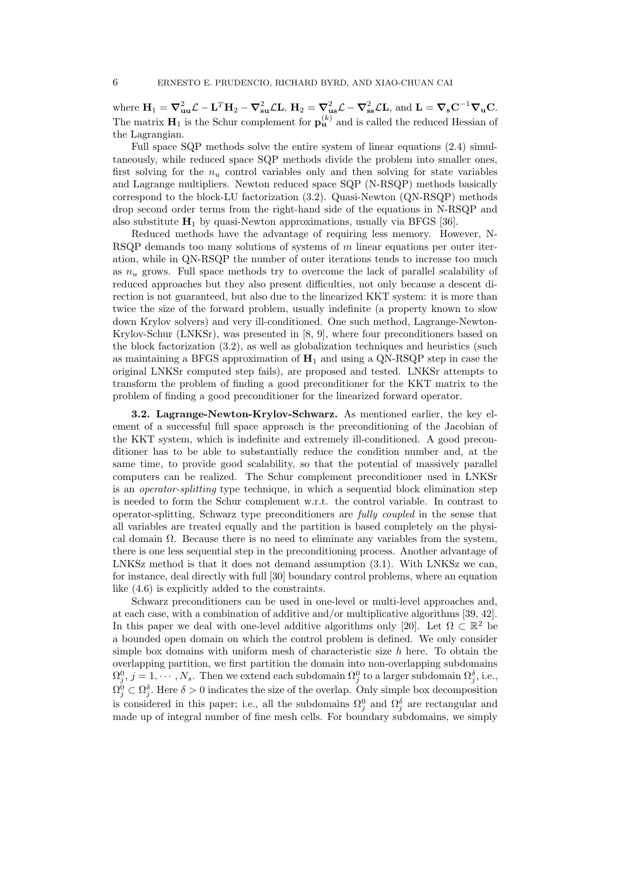where $\mathbf{H}_1 = \nabla^2_{\mathbf{uu}}\mathcal{L} - \mathbf{L}^T\mathbf{H}_2 - \nabla^2_{\mathbf{su}}\mathcal{L}\mathbf{L}$, $\mathbf{H}_2 = \nabla^2_{\mathbf{us}}\mathcal{L} - \nabla^2_{\mathbf{ss}}\mathcal{L}\mathbf{L}$, and $\mathbf{L} = \nabla_{\mathbf{s}}\mathbf{C}^{-1}\nabla_{\mathbf{u}}\mathbf{C}$. The matrix $\mathbf{H}_1$ is the Schur complement for $\mathbf{p}_{\mathbf{u}}^{(k)}$ and is called the reduced Hessian of the Lagrangian.

Full space SQP methods solve the entire system of linear equations (2.4) simultaneously, while reduced space SQP methods divide the problem into smaller ones, first solving for the $n_u$ control variables only and then solving for state variables and Lagrange multipliers. Newton reduced space SQP (N-RSQP) methods basically correspond to the block-LU factorization (3.2). Quasi-Newton (QN-RSQP) methods drop second order terms from the right-hand side of the equations in N-RSQP and also substitute $\mathbf{H}_1$ by quasi-Newton approximations, usually via BFGS [36].

Reduced methods have the advantage of requiring less memory. However, N-RSQP demands too many solutions of systems of $m$ linear equations per outer iteration, while in QN-RSQP the number of outer iterations tends to increase too much as $n_u$ grows. Full space methods try to overcome the lack of parallel scalability of reduced approaches but they also present difficulties, not only because a descent direction is not guaranteed, but also due to the linearized KKT system: it is more than twice the size of the forward problem, usually indefinite (a property known to slow down Krylov solvers) and very ill-conditioned. One such method, Lagrange-Newton-Krylov-Schur (LNKSr), was presented in [8, 9], where four preconditioners based on the block factorization (3.2), as well as globalization techniques and heuristics (such as maintaining a BFGS approximation of $\mathbf{H}_1$ and using a QN-RSQP step in case the original LNKSr computed step fails), are proposed and tested. LNKSr attempts to transform the problem of finding a good preconditioner for the KKT matrix to the problem of finding a good preconditioner for the linearized forward operator.

**3.2. Lagrange-Newton-Krylov-Schwarz.** As mentioned earlier, the key element of a successful full space approach is the preconditioning of the Jacobian of the KKT system, which is indefinite and extremely ill-conditioned. A good preconditioner has to be able to substantially reduce the condition number and, at the same time, to provide good scalability, so that the potential of massively parallel computers can be realized. The Schur complement preconditioner used in LNKSr is an *operator-splitting* type technique, in which a sequential block elimination step is needed to form the Schur complement w.r.t. the control variable. In contrast to operator-splitting, Schwarz type preconditioners are *fully coupled* in the sense that all variables are treated equally and the partition is based completely on the physical domain $\Omega$. Because there is no need to eliminate any variables from the system, there is one less sequential step in the preconditioning process. Another advantage of LNKSz method is that it does not demand assumption (3.1). With LNKSz we can, for instance, deal directly with full [30] boundary control problems, where an equation like (4.6) is explicitly added to the constraints.

Schwarz preconditioners can be used in one-level or multi-level approaches and, at each case, with a combination of additive and/or multiplicative algorithms [39, 42]. In this paper we deal with one-level additive algorithms only [20]. Let $\Omega \subset \mathbb{R}^2$ be a bounded open domain on which the control problem is defined. We only consider simple box domains with uniform mesh of characteristic size $h$ here. To obtain the overlapping partition, we first partition the domain into non-overlapping subdomains $\Omega_j^0$, $j = 1, \cdots, N_s$. Then we extend each subdomain $\Omega_j^0$ to a larger subdomain $\Omega_j^\delta$, i.e., $\Omega_j^0 \subset \Omega_j^\delta$. Here $\delta > 0$ indicates the size of the overlap. Only simple box decomposition is considered in this paper; i.e., all the subdomains $\Omega_j^0$ and $\Omega_j^\delta$ are rectangular and made up of integral number of fine mesh cells. For boundary subdomains, we simply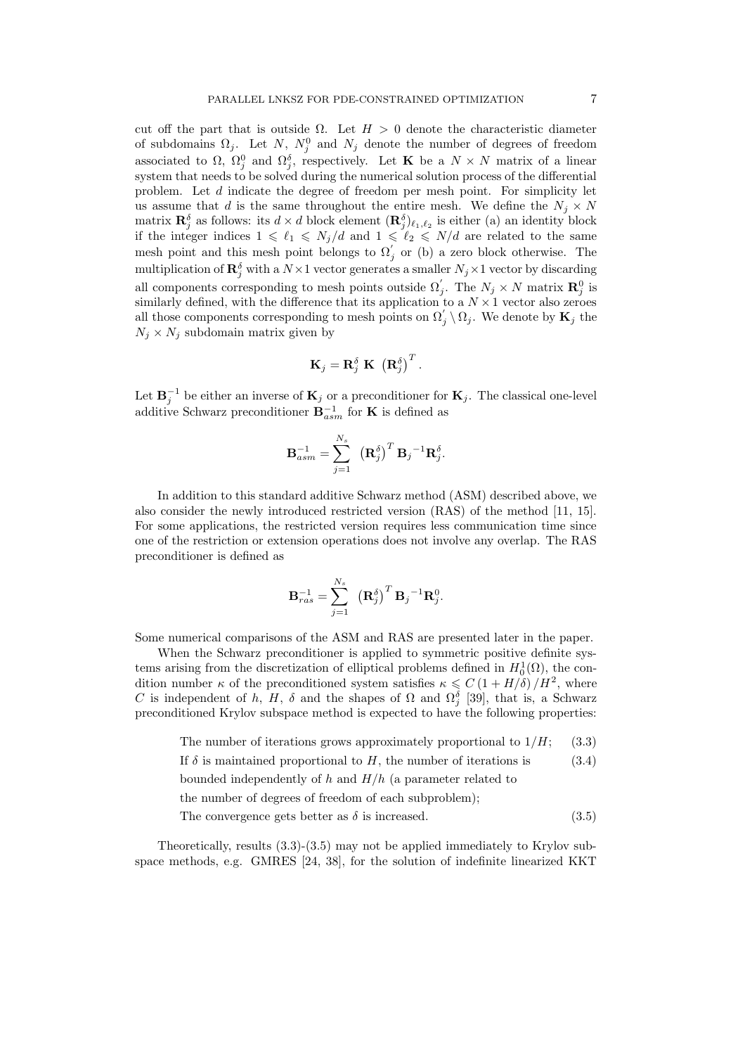cut off the part that is outside $\Omega$. Let $H > 0$ denote the characteristic diameter of subdomains $\Omega_j$. Let $N$, $N_j^0$ and $N_j$ denote the number of degrees of freedom associated to $\Omega$, $\Omega_j^0$ and $\Omega_j^\delta$, respectively. Let $\mathbf{K}$ be a $N \times N$ matrix of a linear system that needs to be solved during the numerical solution process of the differential problem. Let $d$ indicate the degree of freedom per mesh point. For simplicity let us assume that $d$ is the same throughout the entire mesh. We define the $N_j \times N$ matrix $\mathbf{R}_j^\delta$ as follows: its $d \times d$ block element $(\mathbf{R}_j^\delta)_{\ell_1,\ell_2}$ is either (a) an identity block if the integer indices $1 \leqslant \ell_1 \leqslant N_j/d$ and $1 \leqslant \ell_2 \leqslant N/d$ are related to the same mesh point and this mesh point belongs to $\Omega_j^{'}$ or (b) a zero block otherwise. The multiplication of $\mathbf{R}_j^\delta$ with a $N \times 1$ vector generates a smaller $N_j \times 1$ vector by discarding all components corresponding to mesh points outside $\Omega_j^{'}$. The $N_j \times N$ matrix $\mathbf{R}_j^0$ is similarly defined, with the difference that its application to a $N \times 1$ vector also zeroes all those components corresponding to mesh points on $\Omega_j^{'} \setminus \Omega_j$. We denote by $\mathbf{K}_j$ the $N_j \times N_j$ subdomain matrix given by

$$\mathbf{K}_j = \mathbf{R}_j^\delta \ \mathbf{K} \ \left(\mathbf{R}_j^\delta\right)^T.$$

Let $\mathbf{B}_j^{-1}$ be either an inverse of $\mathbf{K}_j$ or a preconditioner for $\mathbf{K}_j$. The classical one-level additive Schwarz preconditioner $\mathbf{B}_{asm}^{-1}$ for $\mathbf{K}$ is defined as

$$\mathbf{B}_{asm}^{-1} = \sum_{j=1}^{N_s} \ \left(\mathbf{R}_j^\delta\right)^T \mathbf{B}_j{}^{-1} \mathbf{R}_j^\delta.$$

In addition to this standard additive Schwarz method (ASM) described above, we also consider the newly introduced restricted version (RAS) of the method [11, 15]. For some applications, the restricted version requires less communication time since one of the restriction or extension operations does not involve any overlap. The RAS preconditioner is defined as

$$\mathbf{B}_{ras}^{-1} = \sum_{j=1}^{N_s} \ \left(\mathbf{R}_j^\delta\right)^T \mathbf{B}_j{}^{-1} \mathbf{R}_j^0.$$

Some numerical comparisons of the ASM and RAS are presented later in the paper.

When the Schwarz preconditioner is applied to symmetric positive definite systems arising from the discretization of elliptical problems defined in $H_0^1(\Omega)$, the condition number $\kappa$ of the preconditioned system satisfies $\kappa \leqslant C\left(1 + H/\delta\right)/H^2$, where $C$ is independent of $h$, $H$, $\delta$ and the shapes of $\Omega$ and $\Omega_j^\delta$ [39], that is, a Schwarz preconditioned Krylov subspace method is expected to have the following properties:

The number of iterations grows approximately proportional to $1/H$; (3.3)

If $\delta$ is maintained proportional to $H$, the number of iterations is bounded independently of $h$ and $H/h$ (a parameter related to the number of degrees of freedom of each subproblem); (3.4)

The convergence gets better as $\delta$ is increased. (3.5)

Theoretically, results (3.3)-(3.5) may not be applied immediately to Krylov subspace methods, e.g. GMRES [24, 38], for the solution of indefinite linearized KKT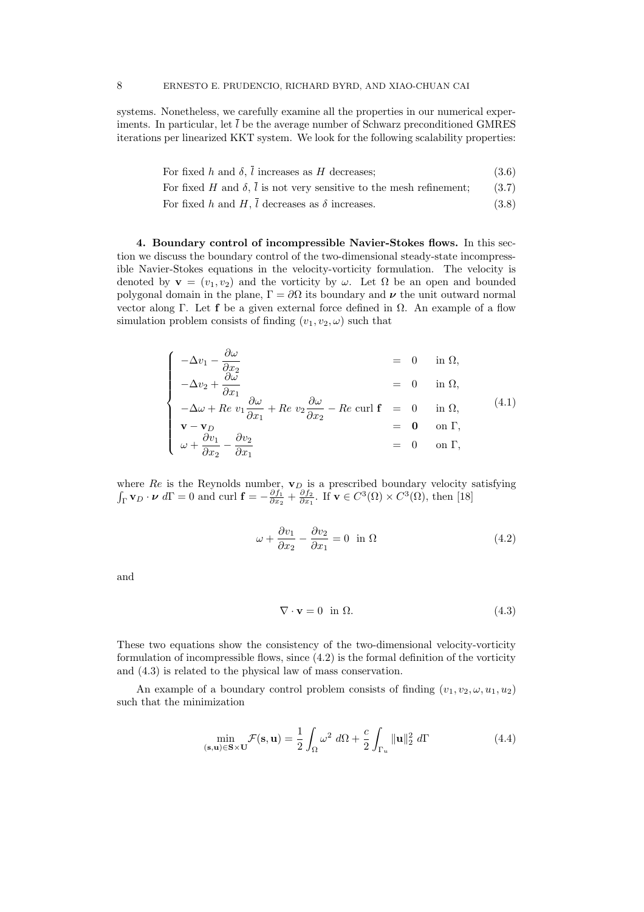systems. Nonetheless, we carefully examine all the properties in our numerical experiments. In particular, let $\bar{l}$ be the average number of Schwarz preconditioned GMRES iterations per linearized KKT system. We look for the following scalability properties:

$$\text{For fixed } h \text{ and } \delta, \bar{l} \text{ increases as } H \text{ decreases;} \tag{3.6}$$

$$\text{For fixed } H \text{ and } \delta, \bar{l} \text{ is not very sensitive to the mesh refinement;} \tag{3.7}$$

$$\text{For fixed } h \text{ and } H, \bar{l} \text{ decreases as } \delta \text{ increases.} \tag{3.8}$$

**4. Boundary control of incompressible Navier-Stokes flows.** In this section we discuss the boundary control of the two-dimensional steady-state incompressible Navier-Stokes equations in the velocity-vorticity formulation. The velocity is denoted by $\mathbf{v} = (v_1, v_2)$ and the vorticity by $\omega$. Let $\Omega$ be an open and bounded polygonal domain in the plane, $\Gamma = \partial\Omega$ its boundary and $\boldsymbol{\nu}$ the unit outward normal vector along $\Gamma$. Let $\mathbf{f}$ be a given external force defined in $\Omega$. An example of a flow simulation problem consists of finding $(v_1, v_2, \omega)$ such that

$$\left\{ \begin{array}{lcll} -\Delta v_1 - \dfrac{\partial \omega}{\partial x_2} & = & 0 & \text{in } \Omega, \\ -\Delta v_2 + \dfrac{\partial \omega}{\partial x_1} & = & 0 & \text{in } \Omega, \\ -\Delta \omega + Re\ v_1 \dfrac{\partial \omega}{\partial x_1} + Re\ v_2 \dfrac{\partial \omega}{\partial x_2} - Re \text{ curl } \mathbf{f} & = & 0 & \text{in } \Omega, \\ \mathbf{v} - \mathbf{v}_D & = & \mathbf{0} & \text{on } \Gamma, \\ \omega + \dfrac{\partial v_1}{\partial x_2} - \dfrac{\partial v_2}{\partial x_1} & = & 0 & \text{on } \Gamma, \end{array} \right. \tag{4.1}$$

where $Re$ is the Reynolds number, $\mathbf{v}_D$ is a prescribed boundary velocity satisfying $\int_\Gamma \mathbf{v}_D \cdot \boldsymbol{\nu}\ d\Gamma = 0$ and $\text{curl } \mathbf{f} = -\frac{\partial f_1}{\partial x_2} + \frac{\partial f_2}{\partial x_1}$. If $\mathbf{v} \in C^3(\Omega) \times C^3(\Omega)$, then [18]

$$\omega + \frac{\partial v_1}{\partial x_2} - \frac{\partial v_2}{\partial x_1} = 0 \ \text{ in } \Omega \tag{4.2}$$

and

$$\nabla \cdot \mathbf{v} = 0 \ \text{ in } \Omega. \tag{4.3}$$

These two equations show the consistency of the two-dimensional velocity-vorticity formulation of incompressible flows, since (4.2) is the formal definition of the vorticity and (4.3) is related to the physical law of mass conservation.

An example of a boundary control problem consists of finding $(v_1, v_2, \omega, u_1, u_2)$ such that the minimization

$$\min_{(\mathbf{s},\mathbf{u}) \in \mathbf{S} \times \mathbf{U}} \mathcal{F}(\mathbf{s}, \mathbf{u}) = \frac{1}{2} \int_\Omega \omega^2\ d\Omega + \frac{c}{2} \int_{\Gamma_u} \|\mathbf{u}\|_2^2\ d\Gamma \tag{4.4}$$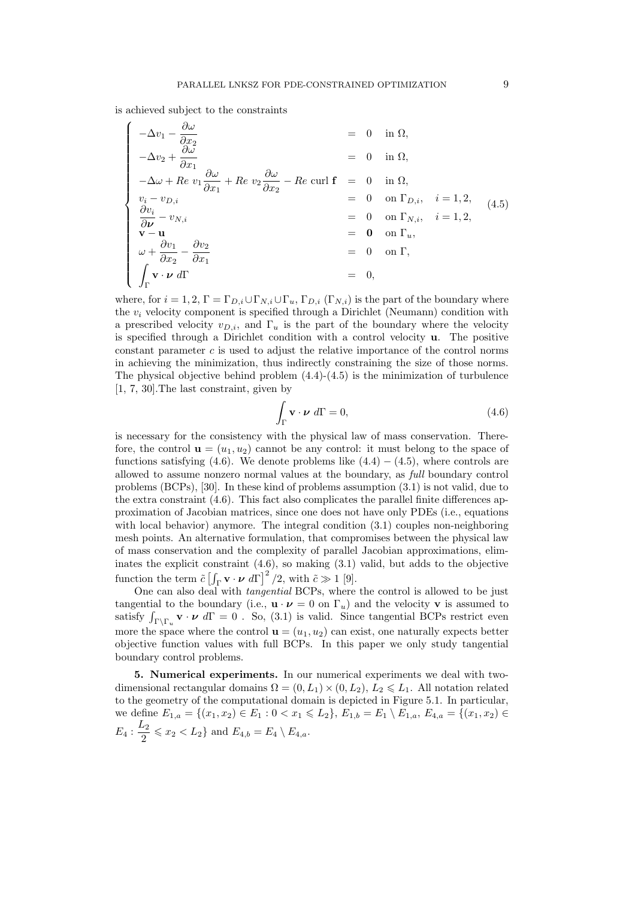is achieved subject to the constraints

$$
\left\{
\begin{array}{llll}
-\Delta v_1 - \dfrac{\partial \omega}{\partial x_2} & = & 0 & \text{in } \Omega, \\
-\Delta v_2 + \dfrac{\partial \omega}{\partial x_1} & = & 0 & \text{in } \Omega, \\
-\Delta \omega + Re\ v_1 \dfrac{\partial \omega}{\partial x_1} + Re\ v_2 \dfrac{\partial \omega}{\partial x_2} - Re \ \text{curl}\, \mathbf{f} & = & 0 & \text{in } \Omega, \\
v_i - v_{D,i} & = & 0 & \text{on } \Gamma_{D,i}, \quad i = 1, 2, \\
\dfrac{\partial v_i}{\partial \boldsymbol{\nu}} - v_{N,i} & = & 0 & \text{on } \Gamma_{N,i}, \quad i = 1, 2, \\
\mathbf{v} - \mathbf{u} & = & \mathbf{0} & \text{on } \Gamma_u, \\
\omega + \dfrac{\partial v_1}{\partial x_2} - \dfrac{\partial v_2}{\partial x_1} & = & 0 & \text{on } \Gamma, \\
\displaystyle\int_\Gamma \mathbf{v} \cdot \boldsymbol{\nu} \ d\Gamma & = & 0, &
\end{array}
\right.
\tag{4.5}
$$

where, for $i = 1, 2$, $\Gamma = \Gamma_{D,i} \cup \Gamma_{N,i} \cup \Gamma_u$, $\Gamma_{D,i}$ ($\Gamma_{N,i}$) is the part of the boundary where the $v_i$ velocity component is specified through a Dirichlet (Neumann) condition with a prescribed velocity $v_{D,i}$, and $\Gamma_u$ is the part of the boundary where the velocity is specified through a Dirichlet condition with a control velocity $\mathbf{u}$. The positive constant parameter $c$ is used to adjust the relative importance of the control norms in achieving the minimization, thus indirectly constraining the size of those norms. The physical objective behind problem (4.4)-(4.5) is the minimization of turbulence [1, 7, 30].The last constraint, given by

$$
\int_\Gamma \mathbf{v} \cdot \boldsymbol{\nu} \ d\Gamma = 0, \tag{4.6}
$$

is necessary for the consistency with the physical law of mass conservation. Therefore, the control $\mathbf{u} = (u_1, u_2)$ cannot be any control: it must belong to the space of functions satisfying (4.6). We denote problems like $(4.4) - (4.5)$, where controls are allowed to assume nonzero normal values at the boundary, as *full* boundary control problems (BCPs), [30]. In these kind of problems assumption (3.1) is not valid, due to the extra constraint (4.6). This fact also complicates the parallel finite differences approximation of Jacobian matrices, since one does not have only PDEs (i.e., equations with local behavior) anymore. The integral condition (3.1) couples non-neighboring mesh points. An alternative formulation, that compromises between the physical law of mass conservation and the complexity of parallel Jacobian approximations, eliminates the explicit constraint (4.6), so making (3.1) valid, but adds to the objective function the term $\tilde{c} \left[ \int_\Gamma \mathbf{v} \cdot \boldsymbol{\nu} \ d\Gamma \right]^2 / 2$, with $\tilde{c} \gg 1$ [9].

One can also deal with *tangential* BCPs, where the control is allowed to be just tangential to the boundary (i.e., $\mathbf{u} \cdot \boldsymbol{\nu} = 0$ on $\Gamma_u$) and the velocity $\mathbf{v}$ is assumed to satisfy $\int_{\Gamma \setminus \Gamma_u} \mathbf{v} \cdot \boldsymbol{\nu} \ d\Gamma = 0$ . So, (3.1) is valid. Since tangential BCPs restrict even more the space where the control $\mathbf{u} = (u_1, u_2)$ can exist, one naturally expects better objective function values with full BCPs. In this paper we only study tangential boundary control problems.

## 5. Numerical experiments.

In our numerical experiments we deal with two-dimensional rectangular domains $\Omega = (0, L_1) \times (0, L_2)$, $L_2 \leqslant L_1$. All notation related to the geometry of the computational domain is depicted in Figure 5.1. In particular, we define $E_{1,a} = \{(x_1, x_2) \in E_1 : 0 < x_1 \leqslant L_2\}$, $E_{1,b} = E_1 \setminus E_{1,a}$, $E_{4,a} = \{(x_1, x_2) \in E_4 : \dfrac{L_2}{2} \leqslant x_2 < L_2\}$ and $E_{4,b} = E_4 \setminus E_{4,a}$.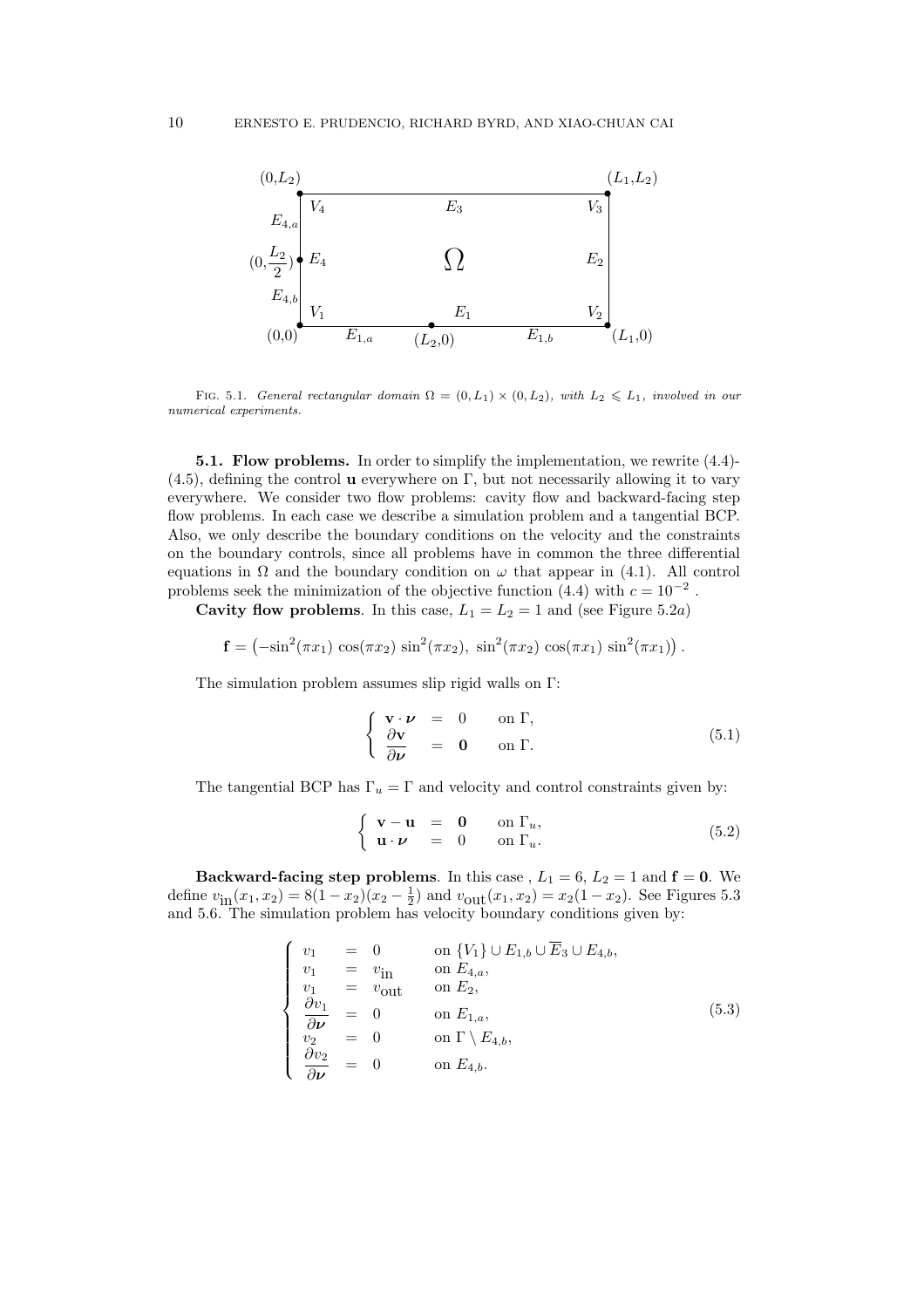FIG. 5.1. *General rectangular domain $\Omega = (0, L_1) \times (0, L_2)$, with $L_2 \leqslant L_1$, involved in our numerical experiments.*

**5.1. Flow problems.** In order to simplify the implementation, we rewrite (4.4)-(4.5), defining the control $\mathbf{u}$ everywhere on $\Gamma$, but not necessarily allowing it to vary everywhere. We consider two flow problems: cavity flow and backward-facing step flow problems. In each case we describe a simulation problem and a tangential BCP. Also, we only describe the boundary conditions on the velocity and the constraints on the boundary controls, since all problems have in common the three differential equations in $\Omega$ and the boundary condition on $\omega$ that appear in (4.1). All control problems seek the minimization of the objective function (4.4) with $c = 10^{-2}$ .

**Cavity flow problems**. In this case, $L_1 = L_2 = 1$ and (see Figure 5.2*a*)

$$\mathbf{f} = \left(-\sin^2(\pi x_1)\, \cos(\pi x_2)\, \sin^2(\pi x_2),\ \sin^2(\pi x_2)\, \cos(\pi x_1)\, \sin^2(\pi x_1)\right).$$

The simulation problem assumes slip rigid walls on $\Gamma$:

$$\left\{ \begin{array}{lcll} \mathbf{v} \cdot \boldsymbol{\nu} & = & 0 & \text{on } \Gamma, \\ \dfrac{\partial \mathbf{v}}{\partial \boldsymbol{\nu}} & = & \mathbf{0} & \text{on } \Gamma. \end{array} \right. \tag{5.1}$$

The tangential BCP has $\Gamma_u = \Gamma$ and velocity and control constraints given by:

$$\left\{ \begin{array}{lcll} \mathbf{v} - \mathbf{u} & = & \mathbf{0} & \text{on } \Gamma_u, \\ \mathbf{u} \cdot \boldsymbol{\nu} & = & 0 & \text{on } \Gamma_u. \end{array} \right. \tag{5.2}$$

**Backward-facing step problems**. In this case , $L_1 = 6$, $L_2 = 1$ and $\mathbf{f} = \mathbf{0}$. We define $v_{\text{in}}(x_1, x_2) = 8(1 - x_2)(x_2 - \frac{1}{2})$ and $v_{\text{out}}(x_1, x_2) = x_2(1 - x_2)$. See Figures 5.3 and 5.6. The simulation problem has velocity boundary conditions given by:

$$\left\{ \begin{array}{lcll} v_1 & = & 0 & \text{on } \{V_1\} \cup E_{1,b} \cup \overline{E}_3 \cup E_{4,b}, \\ v_1 & = & v_{\text{in}} & \text{on } E_{4,a}, \\ v_1 & = & v_{\text{out}} & \text{on } E_2, \\ \dfrac{\partial v_1}{\partial \boldsymbol{\nu}} & = & 0 & \text{on } E_{1,a}, \\ v_2 & = & 0 & \text{on } \Gamma \setminus E_{4,b}, \\ \dfrac{\partial v_2}{\partial \boldsymbol{\nu}} & = & 0 & \text{on } E_{4,b}. \end{array} \right. \tag{5.3}$$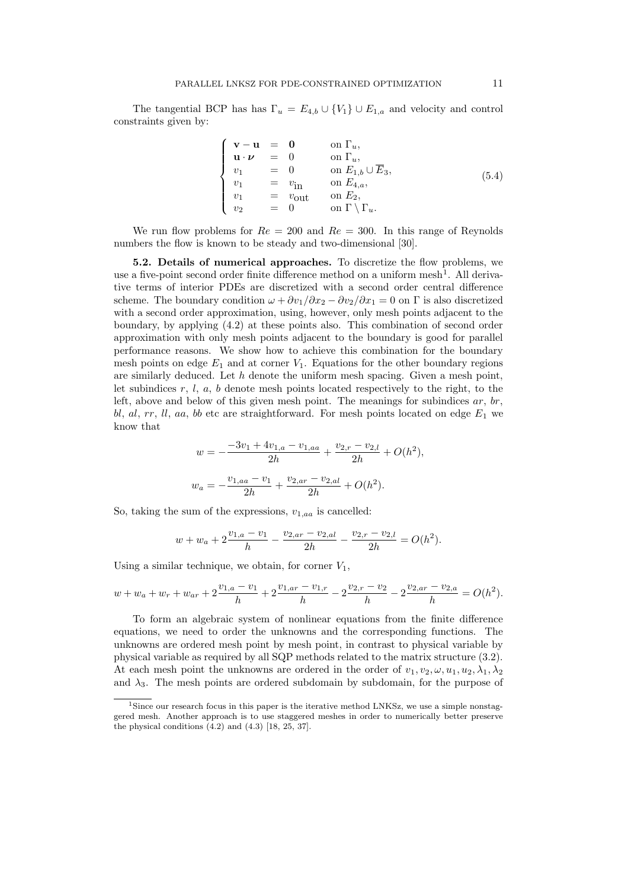The tangential BCP has has $\Gamma_u = E_{4,b} \cup \{V_1\} \cup E_{1,a}$ and velocity and control constraints given by:

$$
\left\{
\begin{array}{lcll}
\mathbf{v} - \mathbf{u} & = & \mathbf{0} & \text{on } \Gamma_u, \\
\mathbf{u} \cdot \boldsymbol{\nu} & = & 0 & \text{on } \Gamma_u, \\
v_1 & = & 0 & \text{on } E_{1,b} \cup \overline{E}_3, \\
v_1 & = & v_{\text{in}} & \text{on } E_{4,a}, \\
v_1 & = & v_{\text{out}} & \text{on } E_2, \\
v_2 & = & 0 & \text{on } \Gamma \setminus \Gamma_u.
\end{array}
\right.
\tag{5.4}
$$

We run flow problems for $Re = 200$ and $Re = 300$. In this range of Reynolds numbers the flow is known to be steady and two-dimensional [30].

**5.2. Details of numerical approaches.** To discretize the flow problems, we use a five-point second order finite difference method on a uniform mesh[1]. All derivative terms of interior PDEs are discretized with a second order central difference scheme. The boundary condition $\omega + \partial v_1/\partial x_2 - \partial v_2/\partial x_1 = 0$ on $\Gamma$ is also discretized with a second order approximation, using, however, only mesh points adjacent to the boundary, by applying (4.2) at these points also. This combination of second order approximation with only mesh points adjacent to the boundary is good for parallel performance reasons. We show how to achieve this combination for the boundary mesh points on edge $E_1$ and at corner $V_1$. Equations for the other boundary regions are similarly deduced. Let $h$ denote the uniform mesh spacing. Given a mesh point, let subindices $r$, $l$, $a$, $b$ denote mesh points located respectively to the right, to the left, above and below of this given mesh point. The meanings for subindices $ar$, $br$, $bl$, $al$, $rr$, $ll$, $aa$, $bb$ etc are straightforward. For mesh points located on edge $E_1$ we know that

$$
w = -\frac{-3v_1 + 4v_{1,a} - v_{1,aa}}{2h} + \frac{v_{2,r} - v_{2,l}}{2h} + O(h^2),
$$

$$
w_a = -\frac{v_{1,aa} - v_1}{2h} + \frac{v_{2,ar} - v_{2,al}}{2h} + O(h^2).
$$

So, taking the sum of the expressions, $v_{1,aa}$ is cancelled:

$$
w + w_a + 2\frac{v_{1,a} - v_1}{h} - \frac{v_{2,ar} - v_{2,al}}{2h} - \frac{v_{2,r} - v_{2,l}}{2h} = O(h^2).
$$

Using a similar technique, we obtain, for corner $V_1$,

$$
w + w_a + w_r + w_{ar} + 2\frac{v_{1,a} - v_1}{h} + 2\frac{v_{1,ar} - v_{1,r}}{h} - 2\frac{v_{2,r} - v_2}{h} - 2\frac{v_{2,ar} - v_{2,a}}{h} = O(h^2).
$$

To form an algebraic system of nonlinear equations from the finite difference equations, we need to order the unknowns and the corresponding functions. The unknowns are ordered mesh point by mesh point, in contrast to physical variable by physical variable as required by all SQP methods related to the matrix structure (3.2). At each mesh point the unknowns are ordered in the order of $v_1, v_2, \omega, u_1, u_2, \lambda_1, \lambda_2$ and $\lambda_3$. The mesh points are ordered subdomain by subdomain, for the purpose of

[1] Since our research focus in this paper is the iterative method LNKSz, we use a simple nonstaggered mesh. Another approach is to use staggered meshes in order to numerically better preserve the physical conditions (4.2) and (4.3) [18, 25, 37].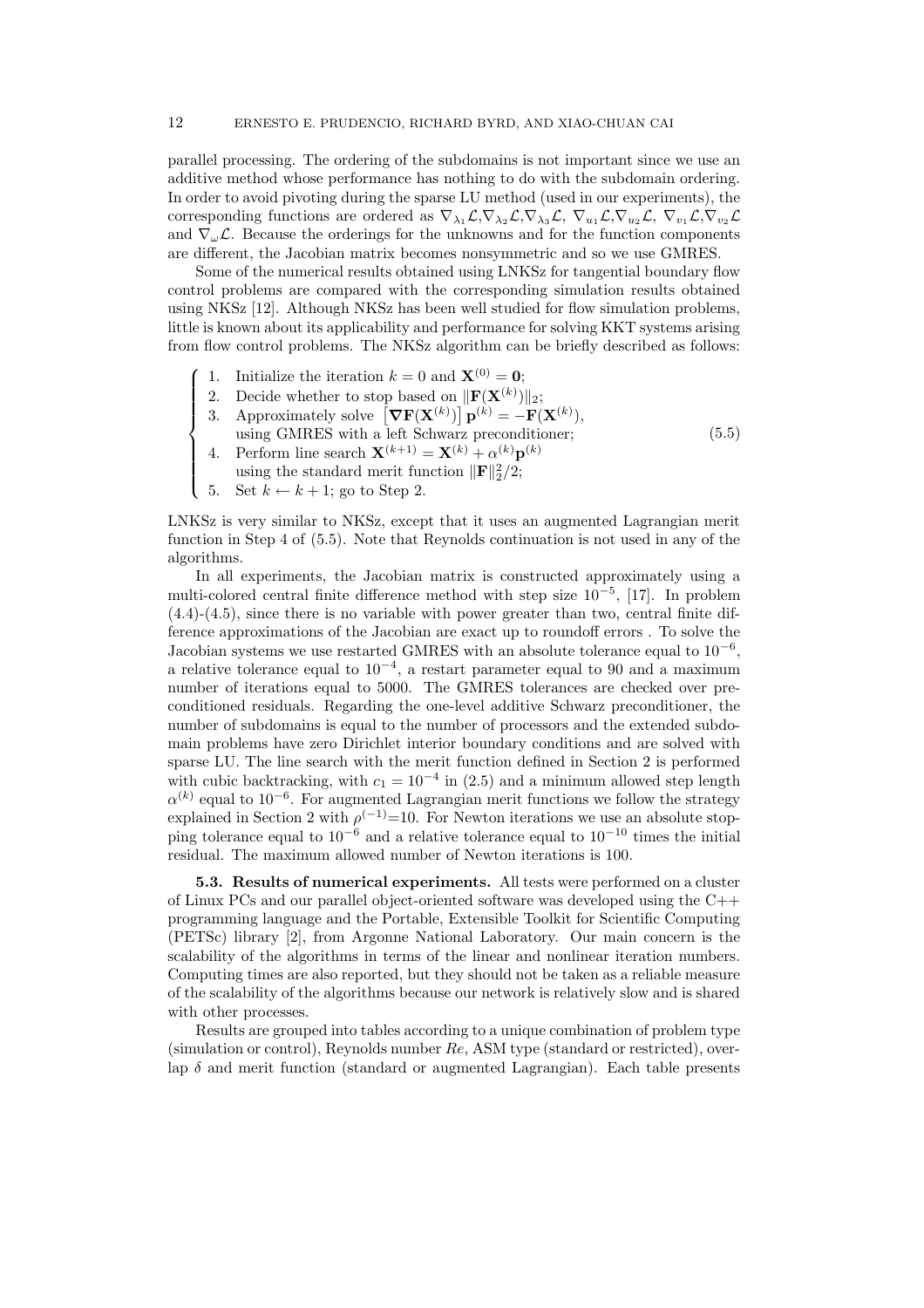parallel processing. The ordering of the subdomains is not important since we use an additive method whose performance has nothing to do with the subdomain ordering. In order to avoid pivoting during the sparse LU method (used in our experiments), the corresponding functions are ordered as $\nabla_{\lambda_1}\mathcal{L}$,$\nabla_{\lambda_2}\mathcal{L}$,$\nabla_{\lambda_3}\mathcal{L}$, $\nabla_{u_1}\mathcal{L}$,$\nabla_{u_2}\mathcal{L}$, $\nabla_{v_1}\mathcal{L}$,$\nabla_{v_2}\mathcal{L}$ and $\nabla_{\omega}\mathcal{L}$. Because the orderings for the unknowns and for the function components are different, the Jacobian matrix becomes nonsymmetric and so we use GMRES.

Some of the numerical results obtained using LNKSz for tangential boundary flow control problems are compared with the corresponding simulation results obtained using NKSz [12]. Although NKSz has been well studied for flow simulation problems, little is known about its applicability and performance for solving KKT systems arising from flow control problems. The NKSz algorithm can be briefly described as follows:

$$
\left\{
\begin{array}{ll}
1. & \text{Initialize the iteration } k = 0 \text{ and } \mathbf{X}^{(0)} = \mathbf{0}; \\
2. & \text{Decide whether to stop based on } \|\mathbf{F}(\mathbf{X}^{(k)})\|_2; \\
3. & \text{Approximately solve } \left[\boldsymbol{\nabla}\mathbf{F}(\mathbf{X}^{(k)})\right]\mathbf{p}^{(k)} = -\mathbf{F}(\mathbf{X}^{(k)}), \\
 & \text{using GMRES with a left Schwarz preconditioner;} \\
4. & \text{Perform line search } \mathbf{X}^{(k+1)} = \mathbf{X}^{(k)} + \alpha^{(k)}\mathbf{p}^{(k)} \\
 & \text{using the standard merit function } \|\mathbf{F}\|_2^2/2; \\
5. & \text{Set } k \leftarrow k+1; \text{ go to Step 2.}
\end{array}
\right.
\tag{5.5}
$$

LNKSz is very similar to NKSz, except that it uses an augmented Lagrangian merit function in Step 4 of (5.5). Note that Reynolds continuation is not used in any of the algorithms.

In all experiments, the Jacobian matrix is constructed approximately using a multi-colored central finite difference method with step size $10^{-5}$, [17]. In problem (4.4)-(4.5), since there is no variable with power greater than two, central finite difference approximations of the Jacobian are exact up to roundoff errors . To solve the Jacobian systems we use restarted GMRES with an absolute tolerance equal to $10^{-6}$, a relative tolerance equal to $10^{-4}$, a restart parameter equal to 90 and a maximum number of iterations equal to 5000. The GMRES tolerances are checked over preconditioned residuals. Regarding the one-level additive Schwarz preconditioner, the number of subdomains is equal to the number of processors and the extended subdomain problems have zero Dirichlet interior boundary conditions and are solved with sparse LU. The line search with the merit function defined in Section 2 is performed with cubic backtracking, with $c_1 = 10^{-4}$ in (2.5) and a minimum allowed step length $\alpha^{(k)}$ equal to $10^{-6}$. For augmented Lagrangian merit functions we follow the strategy explained in Section 2 with $\rho^{(-1)}$=10. For Newton iterations we use an absolute stopping tolerance equal to $10^{-6}$ and a relative tolerance equal to $10^{-10}$ times the initial residual. The maximum allowed number of Newton iterations is 100.

**5.3. Results of numerical experiments.** All tests were performed on a cluster of Linux PCs and our parallel object-oriented software was developed using the C++ programming language and the Portable, Extensible Toolkit for Scientific Computing (PETSc) library [2], from Argonne National Laboratory. Our main concern is the scalability of the algorithms in terms of the linear and nonlinear iteration numbers. Computing times are also reported, but they should not be taken as a reliable measure of the scalability of the algorithms because our network is relatively slow and is shared with other processes.

Results are grouped into tables according to a unique combination of problem type (simulation or control), Reynolds number $Re$, ASM type (standard or restricted), overlap $\delta$ and merit function (standard or augmented Lagrangian). Each table presents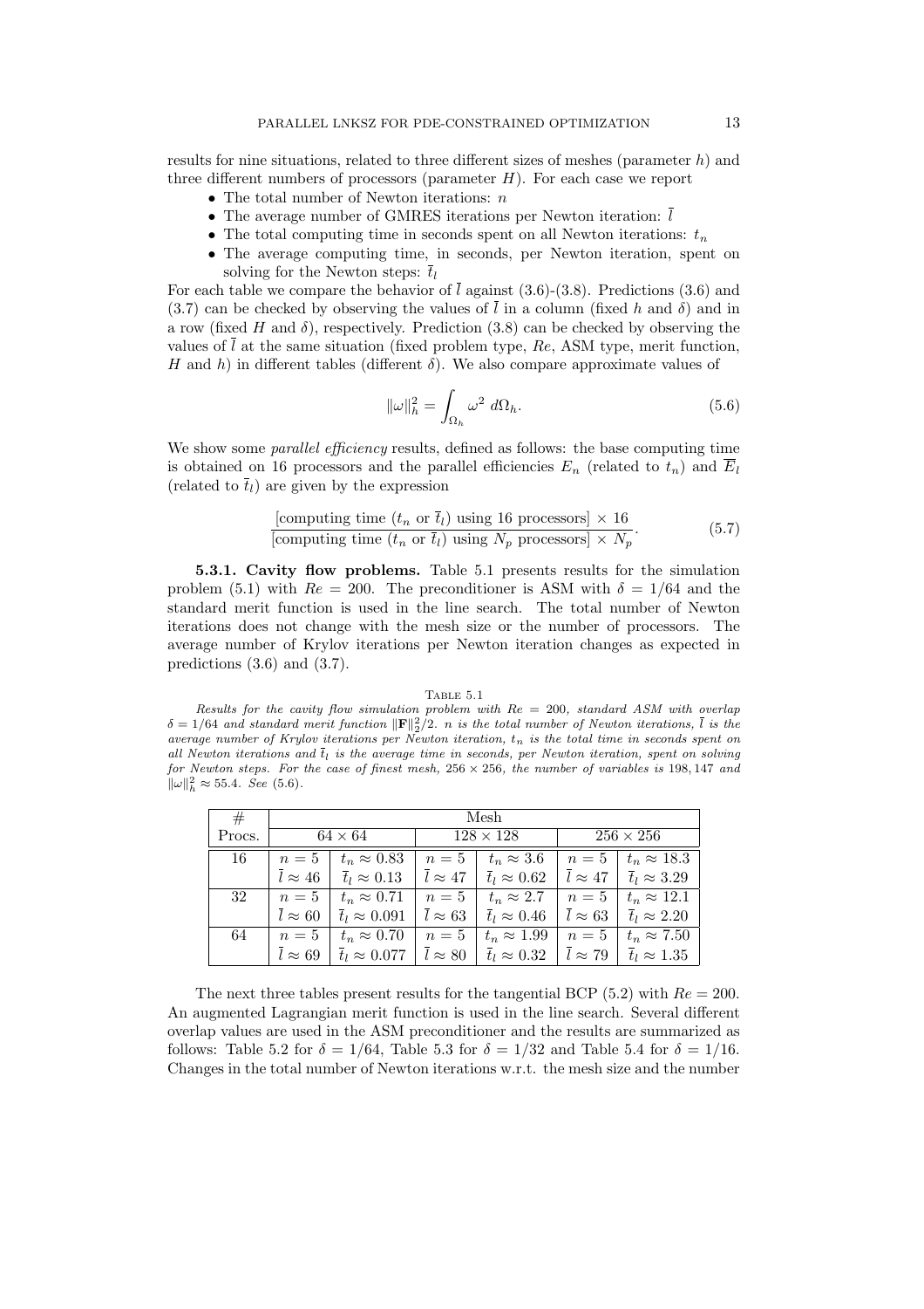results for nine situations, related to three different sizes of meshes (parameter $h$) and three different numbers of processors (parameter $H$). For each case we report

- The total number of Newton iterations: $n$
- The average number of GMRES iterations per Newton iteration: $\bar{l}$
- The total computing time in seconds spent on all Newton iterations: $t_n$
- The average computing time, in seconds, per Newton iteration, spent on solving for the Newton steps: $\bar{t}_l$

For each table we compare the behavior of $\bar{l}$ against (3.6)-(3.8). Predictions (3.6) and (3.7) can be checked by observing the values of $\bar{l}$ in a column (fixed $h$ and $\delta$) and in a row (fixed $H$ and $\delta$), respectively. Prediction (3.8) can be checked by observing the values of $\bar{l}$ at the same situation (fixed problem type, $Re$, ASM type, merit function, $H$ and $h$) in different tables (different $\delta$). We also compare approximate values of

$$\|\omega\|_h^2 = \int_{\Omega_h} \omega^2 \; d\Omega_h. \tag{5.6}$$

We show some *parallel efficiency* results, defined as follows: the base computing time is obtained on 16 processors and the parallel efficiencies $E_n$ (related to $t_n$) and $\overline{E}_l$ (related to $\bar{t}_l$) are given by the expression

$$\frac{[\text{computing time } (t_n \text{ or } \bar{t}_l) \text{ using 16 processors}] \times 16}{[\text{computing time } (t_n \text{ or } \bar{t}_l) \text{ using } N_p \text{ processors}] \times N_p}. \tag{5.7}$$

**5.3.1. Cavity flow problems.** Table 5.1 presents results for the simulation problem (5.1) with $Re = 200$. The preconditioner is ASM with $\delta = 1/64$ and the standard merit function is used in the line search. The total number of Newton iterations does not change with the mesh size or the number of processors. The average number of Krylov iterations per Newton iteration changes as expected in predictions (3.6) and (3.7).

TABLE 5.1

*Results for the cavity flow simulation problem with $Re = 200$, standard ASM with overlap $\delta = 1/64$ and standard merit function $\|\mathbf{F}\|_2^2/2$. $n$ is the total number of Newton iterations, $\bar{l}$ is the average number of Krylov iterations per Newton iteration, $t_n$ is the total time in seconds spent on all Newton iterations and $\bar{t}_l$ is the average time in seconds, per Newton iteration, spent on solving for Newton steps. For the case of finest mesh, $256 \times 256$, the number of variables is 198,147 and $\|\omega\|_h^2 \approx 55.4$. See (5.6).*

| # | Mesh | | | | | |
|---|---|---|---|---|---|---|
| Procs. | $64 \times 64$ | | $128 \times 128$ | | $256 \times 256$ | |
| 16 | $n = 5$ | $t_n \approx 0.83$ | $n = 5$ | $t_n \approx 3.6$ | $n = 5$ | $t_n \approx 18.3$ |
| | $\bar{l} \approx 46$ | $\bar{t}_l \approx 0.13$ | $\bar{l} \approx 47$ | $\bar{t}_l \approx 0.62$ | $\bar{l} \approx 47$ | $\bar{t}_l \approx 3.29$ |
| 32 | $n = 5$ | $t_n \approx 0.71$ | $n = 5$ | $t_n \approx 2.7$ | $n = 5$ | $t_n \approx 12.1$ |
| | $\bar{l} \approx 60$ | $\bar{t}_l \approx 0.091$ | $\bar{l} \approx 63$ | $\bar{t}_l \approx 0.46$ | $\bar{l} \approx 63$ | $\bar{t}_l \approx 2.20$ |
| 64 | $n = 5$ | $t_n \approx 0.70$ | $n = 5$ | $t_n \approx 1.99$ | $n = 5$ | $t_n \approx 7.50$ |
| | $\bar{l} \approx 69$ | $\bar{t}_l \approx 0.077$ | $\bar{l} \approx 80$ | $\bar{t}_l \approx 0.32$ | $\bar{l} \approx 79$ | $\bar{t}_l \approx 1.35$ |

The next three tables present results for the tangential BCP (5.2) with $Re = 200$. An augmented Lagrangian merit function is used in the line search. Several different overlap values are used in the ASM preconditioner and the results are summarized as follows: Table 5.2 for $\delta = 1/64$, Table 5.3 for $\delta = 1/32$ and Table 5.4 for $\delta = 1/16$. Changes in the total number of Newton iterations w.r.t. the mesh size and the number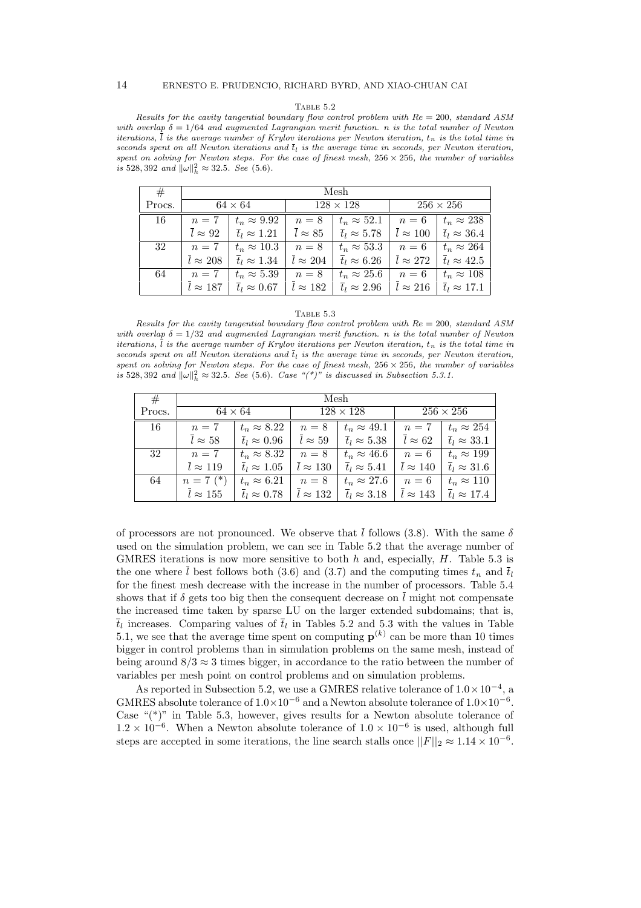TABLE 5.2

*Results for the cavity tangential boundary flow control problem with Re = 200, standard ASM with overlap $\delta = 1/64$ and augmented Lagrangian merit function. $n$ is the total number of Newton iterations, $\bar{l}$ is the average number of Krylov iterations per Newton iteration, $t_n$ is the total time in seconds spent on all Newton iterations and $\bar{t}_l$ is the average time in seconds, per Newton iteration, spent on solving for Newton steps. For the case of finest mesh, $256 \times 256$, the number of variables is 528,392 and $\|\omega\|_h^2 \approx 32.5$. See (5.6).*

| # | Mesh | | | | | |
|---|---|---|---|---|---|---|
| Procs. | $64 \times 64$ | | $128 \times 128$ | | $256 \times 256$ | |
| 16 | $n = 7$ | $t_n \approx 9.92$ | $n = 8$ | $t_n \approx 52.1$ | $n = 6$ | $t_n \approx 238$ |
| | $\bar{l} \approx 92$ | $\bar{t}_l \approx 1.21$ | $\bar{l} \approx 85$ | $\bar{t}_l \approx 5.78$ | $\bar{l} \approx 100$ | $\bar{t}_l \approx 36.4$ |
| 32 | $n = 7$ | $t_n \approx 10.3$ | $n = 8$ | $t_n \approx 53.3$ | $n = 6$ | $t_n \approx 264$ |
| | $\bar{l} \approx 208$ | $\bar{t}_l \approx 1.34$ | $\bar{l} \approx 204$ | $\bar{t}_l \approx 6.26$ | $\bar{l} \approx 272$ | $\bar{t}_l \approx 42.5$ |
| 64 | $n = 7$ | $t_n \approx 5.39$ | $n = 8$ | $t_n \approx 25.6$ | $n = 6$ | $t_n \approx 108$ |
| | $\bar{l} \approx 187$ | $\bar{t}_l \approx 0.67$ | $\bar{l} \approx 182$ | $\bar{t}_l \approx 2.96$ | $\bar{l} \approx 216$ | $\bar{t}_l \approx 17.1$ |

TABLE 5.3

*Results for the cavity tangential boundary flow control problem with Re = 200, standard ASM with overlap $\delta = 1/32$ and augmented Lagrangian merit function. $n$ is the total number of Newton iterations, $\bar{l}$ is the average number of Krylov iterations per Newton iteration, $t_n$ is the total time in seconds spent on all Newton iterations and $\bar{t}_l$ is the average time in seconds, per Newton iteration, spent on solving for Newton steps. For the case of finest mesh, $256 \times 256$, the number of variables is 528,392 and $\|\omega\|_h^2 \approx 32.5$. See (5.6). Case "(\*)" is discussed in Subsection 5.3.1.*

| # | Mesh | | | | | |
|---|---|---|---|---|---|---|
| Procs. | $64 \times 64$ | | $128 \times 128$ | | $256 \times 256$ | |
| 16 | $n = 7$ | $t_n \approx 8.22$ | $n = 8$ | $t_n \approx 49.1$ | $n = 7$ | $t_n \approx 254$ |
| | $\bar{l} \approx 58$ | $\bar{t}_l \approx 0.96$ | $\bar{l} \approx 59$ | $\bar{t}_l \approx 5.38$ | $\bar{l} \approx 62$ | $\bar{t}_l \approx 33.1$ |
| 32 | $n = 7$ | $t_n \approx 8.32$ | $n = 8$ | $t_n \approx 46.6$ | $n = 6$ | $t_n \approx 199$ |
| | $\bar{l} \approx 119$ | $\bar{t}_l \approx 1.05$ | $\bar{l} \approx 130$ | $\bar{t}_l \approx 5.41$ | $\bar{l} \approx 140$ | $\bar{t}_l \approx 31.6$ |
| 64 | $n = 7$ (\*) | $t_n \approx 6.21$ | $n = 8$ | $t_n \approx 27.6$ | $n = 6$ | $t_n \approx 110$ |
| | $\bar{l} \approx 155$ | $\bar{t}_l \approx 0.78$ | $\bar{l} \approx 132$ | $\bar{t}_l \approx 3.18$ | $\bar{l} \approx 143$ | $\bar{t}_l \approx 17.4$ |

of processors are not pronounced. We observe that $\bar{l}$ follows (3.8). With the same $\delta$ used on the simulation problem, we can see in Table 5.2 that the average number of GMRES iterations is now more sensitive to both $h$ and, especially, $H$. Table 5.3 is the one where $\bar{l}$ best follows both (3.6) and (3.7) and the computing times $t_n$ and $\bar{t}_l$ for the finest mesh decrease with the increase in the number of processors. Table 5.4 shows that if $\delta$ gets too big then the consequent decrease on $\bar{l}$ might not compensate the increased time taken by sparse LU on the larger extended subdomains; that is, $\bar{t}_l$ increases. Comparing values of $\bar{t}_l$ in Tables 5.2 and 5.3 with the values in Table 5.1, we see that the average time spent on computing $\mathbf{p}^{(k)}$ can be more than 10 times bigger in control problems than in simulation problems on the same mesh, instead of being around $8/3 \approx 3$ times bigger, in accordance to the ratio between the number of variables per mesh point on control problems and on simulation problems.

As reported in Subsection 5.2, we use a GMRES relative tolerance of $1.0 \times 10^{-4}$, a GMRES absolute tolerance of $1.0 \times 10^{-6}$ and a Newton absolute tolerance of $1.0 \times 10^{-6}$. Case "(\*)" in Table 5.3, however, gives results for a Newton absolute tolerance of $1.2 \times 10^{-6}$. When a Newton absolute tolerance of $1.0 \times 10^{-6}$ is used, although full steps are accepted in some iterations, the line search stalls once $||F||_2 \approx 1.14 \times 10^{-6}$.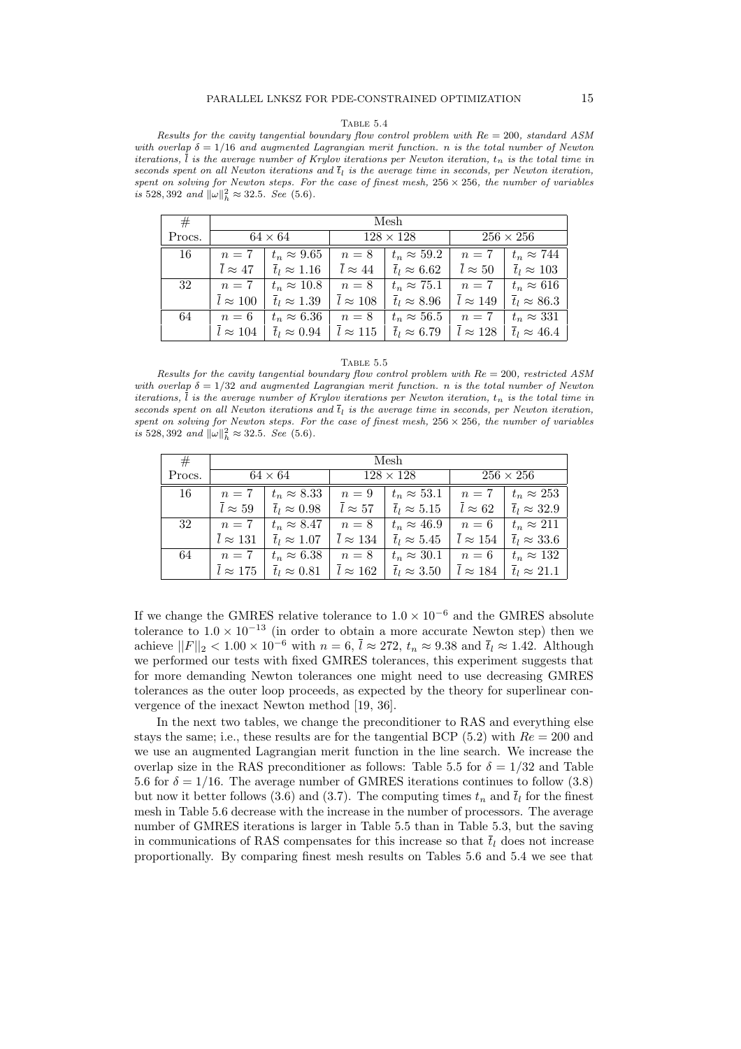Table 5.4

*Results for the cavity tangential boundary flow control problem with $Re = 200$, standard ASM with overlap $\delta = 1/16$ and augmented Lagrangian merit function. $n$ is the total number of Newton iterations, $\bar{l}$ is the average number of Krylov iterations per Newton iteration, $t_n$ is the total time in seconds spent on all Newton iterations and $\bar{t}_l$ is the average time in seconds, per Newton iteration, spent on solving for Newton steps. For the case of finest mesh, $256 \times 256$, the number of variables is 528,392 and $\|\omega\|_h^2 \approx 32.5$. See (5.6).*

| # Procs. | Mesh $64 \times 64$ | | $128 \times 128$ | | $256 \times 256$ | |
|---|---|---|---|---|---|---|
| 16 | $n = 7$ | $t_n \approx 9.65$ | $n = 8$ | $t_n \approx 59.2$ | $n = 7$ | $t_n \approx 744$ |
| | $\bar{l} \approx 47$ | $\bar{t}_l \approx 1.16$ | $\bar{l} \approx 44$ | $\bar{t}_l \approx 6.62$ | $\bar{l} \approx 50$ | $\bar{t}_l \approx 103$ |
| 32 | $n = 7$ | $t_n \approx 10.8$ | $n = 8$ | $t_n \approx 75.1$ | $n = 7$ | $t_n \approx 616$ |
| | $\bar{l} \approx 100$ | $\bar{t}_l \approx 1.39$ | $\bar{l} \approx 108$ | $\bar{t}_l \approx 8.96$ | $\bar{l} \approx 149$ | $\bar{t}_l \approx 86.3$ |
| 64 | $n = 6$ | $t_n \approx 6.36$ | $n = 8$ | $t_n \approx 56.5$ | $n = 7$ | $t_n \approx 331$ |
| | $\bar{l} \approx 104$ | $\bar{t}_l \approx 0.94$ | $\bar{l} \approx 115$ | $\bar{t}_l \approx 6.79$ | $\bar{l} \approx 128$ | $\bar{t}_l \approx 46.4$ |

Table 5.5

*Results for the cavity tangential boundary flow control problem with $Re = 200$, restricted ASM with overlap $\delta = 1/32$ and augmented Lagrangian merit function. $n$ is the total number of Newton iterations, $\bar{l}$ is the average number of Krylov iterations per Newton iteration, $t_n$ is the total time in seconds spent on all Newton iterations and $\bar{t}_l$ is the average time in seconds, per Newton iteration, spent on solving for Newton steps. For the case of finest mesh, $256 \times 256$, the number of variables is 528,392 and $\|\omega\|_h^2 \approx 32.5$. See (5.6).*

| # Procs. | Mesh $64 \times 64$ | | $128 \times 128$ | | $256 \times 256$ | |
|---|---|---|---|---|---|---|
| 16 | $n = 7$ | $t_n \approx 8.33$ | $n = 9$ | $t_n \approx 53.1$ | $n = 7$ | $t_n \approx 253$ |
| | $\bar{l} \approx 59$ | $\bar{t}_l \approx 0.98$ | $\bar{l} \approx 57$ | $\bar{t}_l \approx 5.15$ | $\bar{l} \approx 62$ | $\bar{t}_l \approx 32.9$ |
| 32 | $n = 7$ | $t_n \approx 8.47$ | $n = 8$ | $t_n \approx 46.9$ | $n = 6$ | $t_n \approx 211$ |
| | $\bar{l} \approx 131$ | $\bar{t}_l \approx 1.07$ | $\bar{l} \approx 134$ | $\bar{t}_l \approx 5.45$ | $\bar{l} \approx 154$ | $\bar{t}_l \approx 33.6$ |
| 64 | $n = 7$ | $t_n \approx 6.38$ | $n = 8$ | $t_n \approx 30.1$ | $n = 6$ | $t_n \approx 132$ |
| | $\bar{l} \approx 175$ | $\bar{t}_l \approx 0.81$ | $\bar{l} \approx 162$ | $\bar{t}_l \approx 3.50$ | $\bar{l} \approx 184$ | $\bar{t}_l \approx 21.1$ |

If we change the GMRES relative tolerance to $1.0 \times 10^{-6}$ and the GMRES absolute tolerance to $1.0 \times 10^{-13}$ (in order to obtain a more accurate Newton step) then we achieve $||F||_2 < 1.00 \times 10^{-6}$ with $n = 6$, $\bar{l} \approx 272$, $t_n \approx 9.38$ and $\bar{t}_l \approx 1.42$. Although we performed our tests with fixed GMRES tolerances, this experiment suggests that for more demanding Newton tolerances one might need to use decreasing GMRES tolerances as the outer loop proceeds, as expected by the theory for superlinear convergence of the inexact Newton method [19, 36].

In the next two tables, we change the preconditioner to RAS and everything else stays the same; i.e., these results are for the tangential BCP (5.2) with $Re = 200$ and we use an augmented Lagrangian merit function in the line search. We increase the overlap size in the RAS preconditioner as follows: Table 5.5 for $\delta = 1/32$ and Table 5.6 for $\delta = 1/16$. The average number of GMRES iterations continues to follow (3.8) but now it better follows (3.6) and (3.7). The computing times $t_n$ and $\bar{t}_l$ for the finest mesh in Table 5.6 decrease with the increase in the number of processors. The average number of GMRES iterations is larger in Table 5.5 than in Table 5.3, but the saving in communications of RAS compensates for this increase so that $\bar{t}_l$ does not increase proportionally. By comparing finest mesh results on Tables 5.6 and 5.4 we see that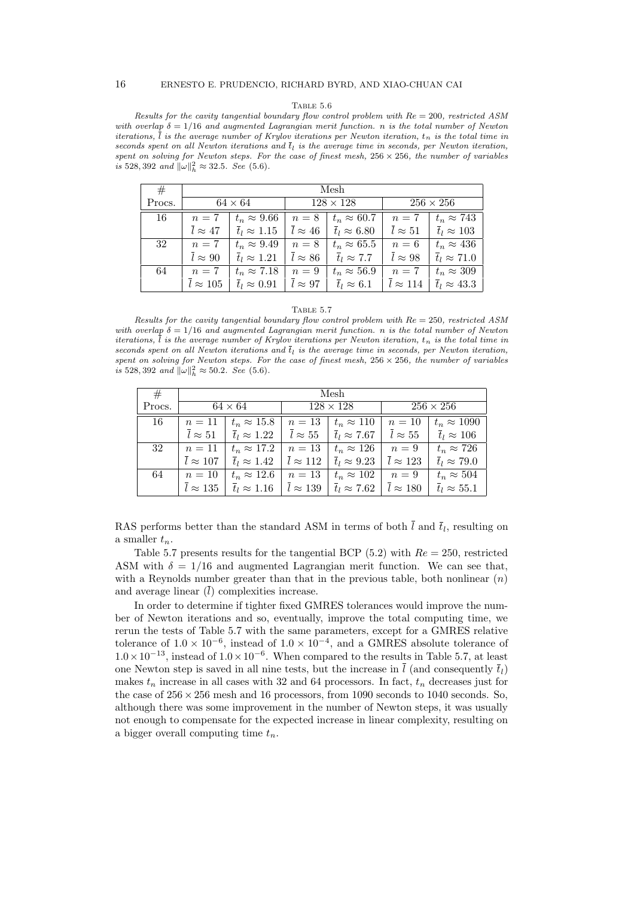Table 5.6

*Results for the cavity tangential boundary flow control problem with $Re = 200$, restricted ASM with overlap $\delta = 1/16$ and augmented Lagrangian merit function. $n$ is the total number of Newton iterations, $\bar{l}$ is the average number of Krylov iterations per Newton iteration, $t_n$ is the total time in seconds spent on all Newton iterations and $\bar{t}_l$ is the average time in seconds, per Newton iteration, spent on solving for Newton steps. For the case of finest mesh, $256 \times 256$, the number of variables is 528,392 and $\|\omega\|_h^2 \approx 32.5$. See (5.6).*

| # | Mesh | | | | | |
|---|---|---|---|---|---|---|
| Procs. | $64 \times 64$ | | $128 \times 128$ | | $256 \times 256$ | |
| 16 | $n = 7$ | $t_n \approx 9.66$ | $n = 8$ | $t_n \approx 60.7$ | $n = 7$ | $t_n \approx 743$ |
| | $\bar{l} \approx 47$ | $\bar{t}_l \approx 1.15$ | $\bar{l} \approx 46$ | $\bar{t}_l \approx 6.80$ | $\bar{l} \approx 51$ | $\bar{t}_l \approx 103$ |
| 32 | $n = 7$ | $t_n \approx 9.49$ | $n = 8$ | $t_n \approx 65.5$ | $n = 6$ | $t_n \approx 436$ |
| | $\bar{l} \approx 90$ | $\bar{t}_l \approx 1.21$ | $\bar{l} \approx 86$ | $\bar{t}_l \approx 7.7$ | $\bar{l} \approx 98$ | $\bar{t}_l \approx 71.0$ |
| 64 | $n = 7$ | $t_n \approx 7.18$ | $n = 9$ | $t_n \approx 56.9$ | $n = 7$ | $t_n \approx 309$ |
| | $\bar{l} \approx 105$ | $\bar{t}_l \approx 0.91$ | $\bar{l} \approx 97$ | $\bar{t}_l \approx 6.1$ | $\bar{l} \approx 114$ | $\bar{t}_l \approx 43.3$ |

Table 5.7

*Results for the cavity tangential boundary flow control problem with $Re = 250$, restricted ASM with overlap $\delta = 1/16$ and augmented Lagrangian merit function. $n$ is the total number of Newton iterations, $\bar{l}$ is the average number of Krylov iterations per Newton iteration, $t_n$ is the total time in seconds spent on all Newton iterations and $\bar{t}_l$ is the average time in seconds, per Newton iteration, spent on solving for Newton steps. For the case of finest mesh, $256 \times 256$, the number of variables is 528,392 and $\|\omega\|_h^2 \approx 50.2$. See (5.6).*

| # | Mesh | | | | | |
|---|---|---|---|---|---|---|
| Procs. | $64 \times 64$ | | $128 \times 128$ | | $256 \times 256$ | |
| 16 | $n = 11$ | $t_n \approx 15.8$ | $n = 13$ | $t_n \approx 110$ | $n = 10$ | $t_n \approx 1090$ |
| | $\bar{l} \approx 51$ | $\bar{t}_l \approx 1.22$ | $\bar{l} \approx 55$ | $\bar{t}_l \approx 7.67$ | $\bar{l} \approx 55$ | $\bar{t}_l \approx 106$ |
| 32 | $n = 11$ | $t_n \approx 17.2$ | $n = 13$ | $t_n \approx 126$ | $n = 9$ | $t_n \approx 726$ |
| | $\bar{l} \approx 107$ | $\bar{t}_l \approx 1.42$ | $\bar{l} \approx 112$ | $\bar{t}_l \approx 9.23$ | $\bar{l} \approx 123$ | $\bar{t}_l \approx 79.0$ |
| 64 | $n = 10$ | $t_n \approx 12.6$ | $n = 13$ | $t_n \approx 102$ | $n = 9$ | $t_n \approx 504$ |
| | $\bar{l} \approx 135$ | $\bar{t}_l \approx 1.16$ | $\bar{l} \approx 139$ | $\bar{t}_l \approx 7.62$ | $\bar{l} \approx 180$ | $\bar{t}_l \approx 55.1$ |

RAS performs better than the standard ASM in terms of both $\bar{l}$ and $\bar{t}_l$, resulting on a smaller $t_n$.

Table 5.7 presents results for the tangential BCP (5.2) with $Re = 250$, restricted ASM with $\delta = 1/16$ and augmented Lagrangian merit function. We can see that, with a Reynolds number greater than that in the previous table, both nonlinear ($n$) and average linear ($\bar{l}$) complexities increase.

In order to determine if tighter fixed GMRES tolerances would improve the number of Newton iterations and so, eventually, improve the total computing time, we rerun the tests of Table 5.7 with the same parameters, except for a GMRES relative tolerance of $1.0 \times 10^{-6}$, instead of $1.0 \times 10^{-4}$, and a GMRES absolute tolerance of $1.0 \times 10^{-13}$, instead of $1.0 \times 10^{-6}$. When compared to the results in Table 5.7, at least one Newton step is saved in all nine tests, but the increase in $\bar{l}$ (and consequently $\bar{t}_l$) makes $t_n$ increase in all cases with 32 and 64 processors. In fact, $t_n$ decreases just for the case of $256 \times 256$ mesh and 16 processors, from 1090 seconds to 1040 seconds. So, although there was some improvement in the number of Newton steps, it was usually not enough to compensate for the expected increase in linear complexity, resulting on a bigger overall computing time $t_n$.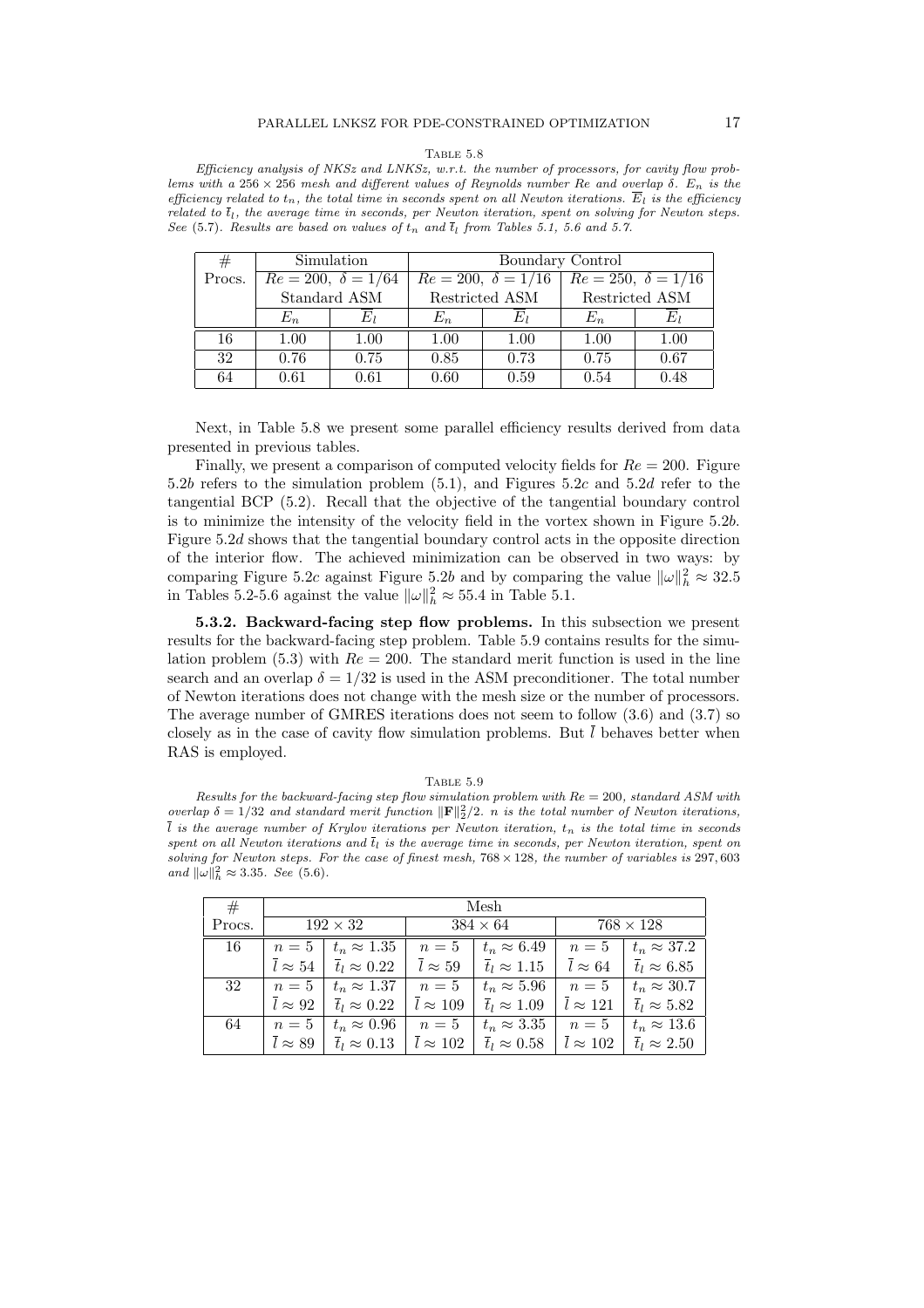Table 5.8

*Efficiency analysis of NKSz and LNKSz, w.r.t. the number of processors, for cavity flow problems with a $256 \times 256$ mesh and different values of Reynolds number $Re$ and overlap $\delta$. $E_n$ is the efficiency related to $t_n$, the total time in seconds spent on all Newton iterations. $\overline{E}_l$ is the efficiency related to $\overline{t}_l$, the average time in seconds, per Newton iteration, spent on solving for Newton steps. See (5.7). Results are based on values of $t_n$ and $\overline{t}_l$ from Tables 5.1, 5.6 and 5.7.*

| # | Simulation | | Boundary Control | | | |
|---|---|---|---|---|---|---|
| Procs. | $Re = 200,\ \delta = 1/64$ | | $Re = 200,\ \delta = 1/16$ | | $Re = 250,\ \delta = 1/16$ | |
| | Standard ASM | | Restricted ASM | | Restricted ASM | |
| | $E_n$ | $\overline{E}_l$ | $E_n$ | $\overline{E}_l$ | $E_n$ | $\overline{E}_l$ |
| 16 | 1.00 | 1.00 | 1.00 | 1.00 | 1.00 | 1.00 |
| 32 | 0.76 | 0.75 | 0.85 | 0.73 | 0.75 | 0.67 |
| 64 | 0.61 | 0.61 | 0.60 | 0.59 | 0.54 | 0.48 |

Next, in Table 5.8 we present some parallel efficiency results derived from data presented in previous tables.

Finally, we present a comparison of computed velocity fields for $Re = 200$. Figure 5.2*b* refers to the simulation problem (5.1), and Figures 5.2*c* and 5.2*d* refer to the tangential BCP (5.2). Recall that the objective of the tangential boundary control is to minimize the intensity of the velocity field in the vortex shown in Figure 5.2*b*. Figure 5.2*d* shows that the tangential boundary control acts in the opposite direction of the interior flow. The achieved minimization can be observed in two ways: by comparing Figure 5.2*c* against Figure 5.2*b* and by comparing the value $\|\omega\|_h^2 \approx 32.5$ in Tables 5.2-5.6 against the value $\|\omega\|_h^2 \approx 55.4$ in Table 5.1.

**5.3.2. Backward-facing step flow problems.** In this subsection we present results for the backward-facing step problem. Table 5.9 contains results for the simulation problem (5.3) with $Re = 200$. The standard merit function is used in the line search and an overlap $\delta = 1/32$ is used in the ASM preconditioner. The total number of Newton iterations does not change with the mesh size or the number of processors. The average number of GMRES iterations does not seem to follow (3.6) and (3.7) so closely as in the case of cavity flow simulation problems. But $\overline{l}$ behaves better when RAS is employed.

Table 5.9

*Results for the backward-facing step flow simulation problem with $Re = 200$, standard ASM with overlap $\delta = 1/32$ and standard merit function $\|\mathbf{F}\|_2^2/2$. $n$ is the total number of Newton iterations, $\overline{l}$ is the average number of Krylov iterations per Newton iteration, $t_n$ is the total time in seconds spent on all Newton iterations and $\overline{t}_l$ is the average time in seconds, per Newton iteration, spent on solving for Newton steps. For the case of finest mesh, $768 \times 128$, the number of variables is 297,603 and $\|\omega\|_h^2 \approx 3.35$. See (5.6).*

| # | Mesh | | | | | |
|---|---|---|---|---|---|---|
| Procs. | $192 \times 32$ | | $384 \times 64$ | | $768 \times 128$ | |
| 16 | $n = 5$ | $t_n \approx 1.35$ | $n = 5$ | $t_n \approx 6.49$ | $n = 5$ | $t_n \approx 37.2$ |
| | $\overline{l} \approx 54$ | $\overline{t}_l \approx 0.22$ | $\overline{l} \approx 59$ | $\overline{t}_l \approx 1.15$ | $\overline{l} \approx 64$ | $\overline{t}_l \approx 6.85$ |
| 32 | $n = 5$ | $t_n \approx 1.37$ | $n = 5$ | $t_n \approx 5.96$ | $n = 5$ | $t_n \approx 30.7$ |
| | $\overline{l} \approx 92$ | $\overline{t}_l \approx 0.22$ | $\overline{l} \approx 109$ | $\overline{t}_l \approx 1.09$ | $\overline{l} \approx 121$ | $\overline{t}_l \approx 5.82$ |
| 64 | $n = 5$ | $t_n \approx 0.96$ | $n = 5$ | $t_n \approx 3.35$ | $n = 5$ | $t_n \approx 13.6$ |
| | $\overline{l} \approx 89$ | $\overline{t}_l \approx 0.13$ | $\overline{l} \approx 102$ | $\overline{t}_l \approx 0.58$ | $\overline{l} \approx 102$ | $\overline{t}_l \approx 2.50$ |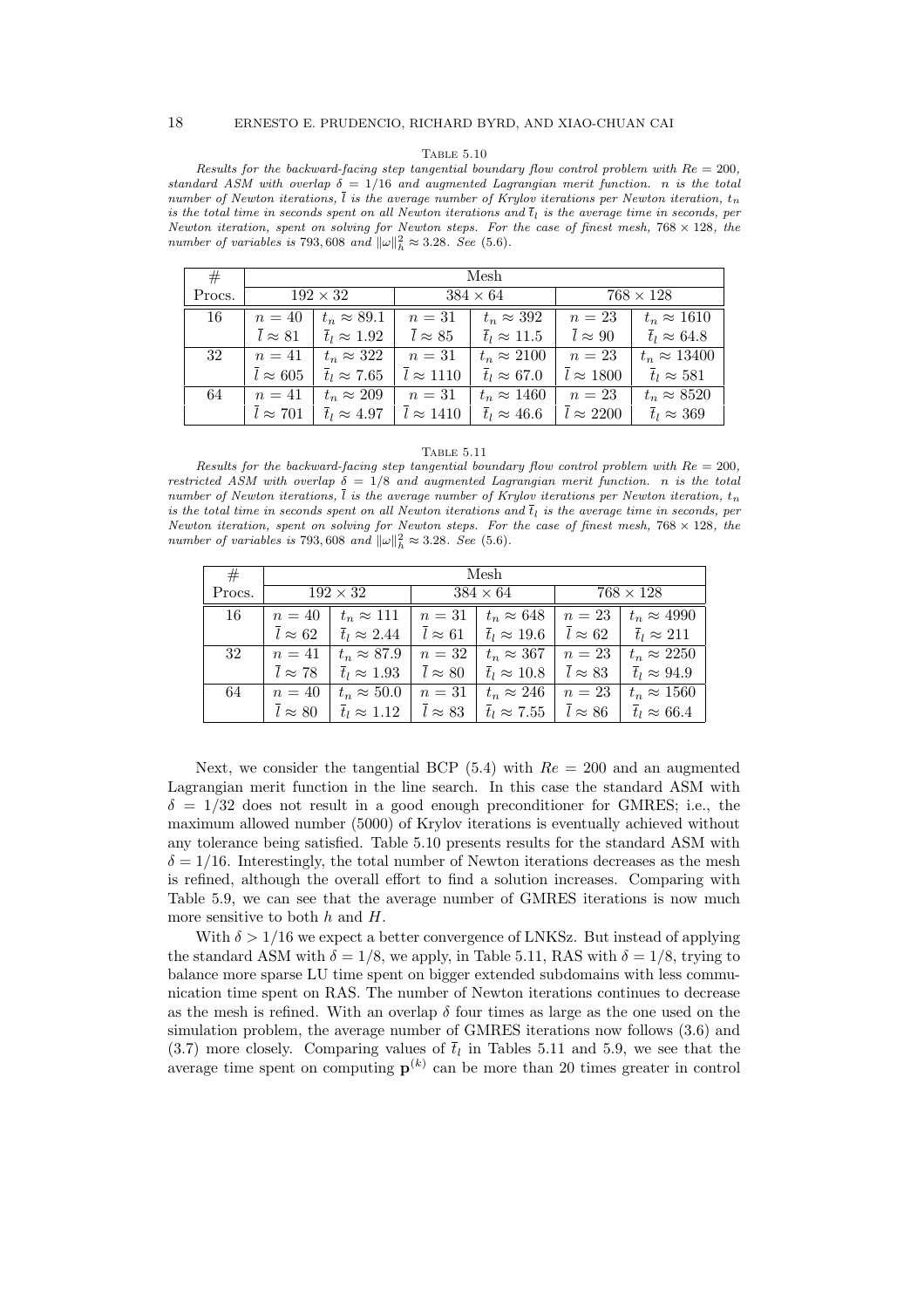Table 5.10

*Results for the backward-facing step tangential boundary flow control problem with $Re = 200$, standard ASM with overlap $\delta = 1/16$ and augmented Lagrangian merit function. $n$ is the total number of Newton iterations, $\bar{l}$ is the average number of Krylov iterations per Newton iteration, $t_n$ is the total time in seconds spent on all Newton iterations and $\bar{t}_l$ is the average time in seconds, per Newton iteration, spent on solving for Newton steps. For the case of finest mesh, $768 \times 128$, the number of variables is 793,608 and $\|\omega\|_h^2 \approx 3.28$. See (5.6).*

| # | Mesh | | | | | |
|---|---|---|---|---|---|---|
| Procs. | $192 \times 32$ | | $384 \times 64$ | | $768 \times 128$ | |
| 16 | $n = 40$ | $t_n \approx 89.1$ | $n = 31$ | $t_n \approx 392$ | $n = 23$ | $t_n \approx 1610$ |
| | $\bar{l} \approx 81$ | $\bar{t}_l \approx 1.92$ | $\bar{l} \approx 85$ | $\bar{t}_l \approx 11.5$ | $\bar{l} \approx 90$ | $\bar{t}_l \approx 64.8$ |
| 32 | $n = 41$ | $t_n \approx 322$ | $n = 31$ | $t_n \approx 2100$ | $n = 23$ | $t_n \approx 13400$ |
| | $\bar{l} \approx 605$ | $\bar{t}_l \approx 7.65$ | $\bar{l} \approx 1110$ | $\bar{t}_l \approx 67.0$ | $\bar{l} \approx 1800$ | $\bar{t}_l \approx 581$ |
| 64 | $n = 41$ | $t_n \approx 209$ | $n = 31$ | $t_n \approx 1460$ | $n = 23$ | $t_n \approx 8520$ |
| | $\bar{l} \approx 701$ | $\bar{t}_l \approx 4.97$ | $\bar{l} \approx 1410$ | $\bar{t}_l \approx 46.6$ | $\bar{l} \approx 2200$ | $\bar{t}_l \approx 369$ |

Table 5.11

*Results for the backward-facing step tangential boundary flow control problem with $Re = 200$, restricted ASM with overlap $\delta = 1/8$ and augmented Lagrangian merit function. $n$ is the total number of Newton iterations, $\bar{l}$ is the average number of Krylov iterations per Newton iteration, $t_n$ is the total time in seconds spent on all Newton iterations and $\bar{t}_l$ is the average time in seconds, per Newton iteration, spent on solving for Newton steps. For the case of finest mesh, $768 \times 128$, the number of variables is 793,608 and $\|\omega\|_h^2 \approx 3.28$. See (5.6).*

| # | Mesh | | | | | |
|---|---|---|---|---|---|---|
| Procs. | $192 \times 32$ | | $384 \times 64$ | | $768 \times 128$ | |
| 16 | $n = 40$ | $t_n \approx 111$ | $n = 31$ | $t_n \approx 648$ | $n = 23$ | $t_n \approx 4990$ |
| | $\bar{l} \approx 62$ | $\bar{t}_l \approx 2.44$ | $\bar{l} \approx 61$ | $\bar{t}_l \approx 19.6$ | $\bar{l} \approx 62$ | $\bar{t}_l \approx 211$ |
| 32 | $n = 41$ | $t_n \approx 87.9$ | $n = 32$ | $t_n \approx 367$ | $n = 23$ | $t_n \approx 2250$ |
| | $\bar{l} \approx 78$ | $\bar{t}_l \approx 1.93$ | $\bar{l} \approx 80$ | $\bar{t}_l \approx 10.8$ | $\bar{l} \approx 83$ | $\bar{t}_l \approx 94.9$ |
| 64 | $n = 40$ | $t_n \approx 50.0$ | $n = 31$ | $t_n \approx 246$ | $n = 23$ | $t_n \approx 1560$ |
| | $\bar{l} \approx 80$ | $\bar{t}_l \approx 1.12$ | $\bar{l} \approx 83$ | $\bar{t}_l \approx 7.55$ | $\bar{l} \approx 86$ | $\bar{t}_l \approx 66.4$ |

Next, we consider the tangential BCP (5.4) with $Re = 200$ and an augmented Lagrangian merit function in the line search. In this case the standard ASM with $\delta = 1/32$ does not result in a good enough preconditioner for GMRES; i.e., the maximum allowed number (5000) of Krylov iterations is eventually achieved without any tolerance being satisfied. Table 5.10 presents results for the standard ASM with $\delta = 1/16$. Interestingly, the total number of Newton iterations decreases as the mesh is refined, although the overall effort to find a solution increases. Comparing with Table 5.9, we can see that the average number of GMRES iterations is now much more sensitive to both $h$ and $H$.

With $\delta > 1/16$ we expect a better convergence of LNKSz. But instead of applying the standard ASM with $\delta = 1/8$, we apply, in Table 5.11, RAS with $\delta = 1/8$, trying to balance more sparse LU time spent on bigger extended subdomains with less communication time spent on RAS. The number of Newton iterations continues to decrease as the mesh is refined. With an overlap $\delta$ four times as large as the one used on the simulation problem, the average number of GMRES iterations now follows (3.6) and (3.7) more closely. Comparing values of $\bar{t}_l$ in Tables 5.11 and 5.9, we see that the average time spent on computing $\mathbf{p}^{(k)}$ can be more than 20 times greater in control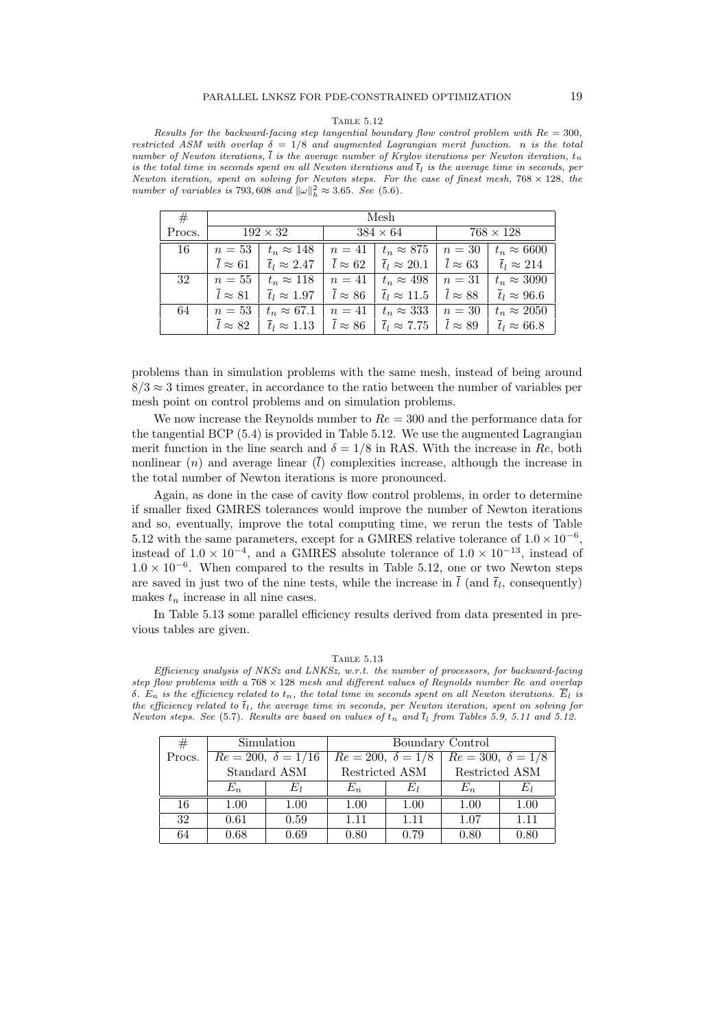TABLE 5.12

*Results for the backward-facing step tangential boundary flow control problem with $Re = 300$, restricted ASM with overlap $\delta = 1/8$ and augmented Lagrangian merit function. $n$ is the total number of Newton iterations, $\bar{l}$ is the average number of Krylov iterations per Newton iteration, $t_n$ is the total time in seconds spent on all Newton iterations and $\bar{t}_l$ is the average time in seconds, per Newton iteration, spent on solving for Newton steps. For the case of finest mesh, $768 \times 128$, the number of variables is 793,608 and $\|\omega\|_h^2 \approx 3.65$. See (5.6).*

| # | Mesh | | | | | |
|---|---|---|---|---|---|---|
| Procs. | $192 \times 32$ | | $384 \times 64$ | | $768 \times 128$ | |
| 16 | $n = 53$ | $t_n \approx 148$ | $n = 41$ | $t_n \approx 875$ | $n = 30$ | $t_n \approx 6600$ |
| | $\bar{l} \approx 61$ | $\bar{t}_l \approx 2.47$ | $\bar{l} \approx 62$ | $\bar{t}_l \approx 20.1$ | $\bar{l} \approx 63$ | $\bar{t}_l \approx 214$ |
| 32 | $n = 55$ | $t_n \approx 118$ | $n = 41$ | $t_n \approx 498$ | $n = 31$ | $t_n \approx 3090$ |
| | $\bar{l} \approx 81$ | $\bar{t}_l \approx 1.97$ | $\bar{l} \approx 86$ | $\bar{t}_l \approx 11.5$ | $\bar{l} \approx 88$ | $\bar{t}_l \approx 96.6$ |
| 64 | $n = 53$ | $t_n \approx 67.1$ | $n = 41$ | $t_n \approx 333$ | $n = 30$ | $t_n \approx 2050$ |
| | $\bar{l} \approx 82$ | $\bar{t}_l \approx 1.13$ | $\bar{l} \approx 86$ | $\bar{t}_l \approx 7.75$ | $\bar{l} \approx 89$ | $\bar{t}_l \approx 66.8$ |

problems than in simulation problems with the same mesh, instead of being around $8/3 \approx 3$ times greater, in accordance to the ratio between the number of variables per mesh point on control problems and on simulation problems.

We now increase the Reynolds number to $Re = 300$ and the performance data for the tangential BCP (5.4) is provided in Table 5.12. We use the augmented Lagrangian merit function in the line search and $\delta = 1/8$ in RAS. With the increase in $Re$, both nonlinear ($n$) and average linear ($\bar{l}$) complexities increase, although the increase in the total number of Newton iterations is more pronounced.

Again, as done in the case of cavity flow control problems, in order to determine if smaller fixed GMRES tolerances would improve the number of Newton iterations and so, eventually, improve the total computing time, we rerun the tests of Table 5.12 with the same parameters, except for a GMRES relative tolerance of $1.0 \times 10^{-6}$, instead of $1.0 \times 10^{-4}$, and a GMRES absolute tolerance of $1.0 \times 10^{-13}$, instead of $1.0 \times 10^{-6}$. When compared to the results in Table 5.12, one or two Newton steps are saved in just two of the nine tests, while the increase in $\bar{l}$ (and $\bar{t}_l$, consequently) makes $t_n$ increase in all nine cases.

In Table 5.13 some parallel efficiency results derived from data presented in previous tables are given.

TABLE 5.13

*Efficiency analysis of NKSz and LNKSz, w.r.t. the number of processors, for backward-facing step flow problems with a $768 \times 128$ mesh and different values of Reynolds number Re and overlap $\delta$. $E_n$ is the efficiency related to $t_n$, the total time in seconds spent on all Newton iterations. $\overline{E}_l$ is the efficiency related to $\bar{t}_l$, the average time in seconds, per Newton iteration, spent on solving for Newton steps. See (5.7). Results are based on values of $t_n$ and $\bar{t}_l$ from Tables 5.9, 5.11 and 5.12.*

| # | Simulation | | Boundary Control | | | |
|---|---|---|---|---|---|---|
| Procs. | $Re = 200,\ \delta = 1/16$ | | $Re = 200,\ \delta = 1/8$ | | $Re = 300,\ \delta = 1/8$ | |
| | Standard ASM | | Restricted ASM | | Restricted ASM | |
| | $E_n$ | $E_l$ | $E_n$ | $E_l$ | $E_n$ | $E_l$ |
| 16 | 1.00 | 1.00 | 1.00 | 1.00 | 1.00 | 1.00 |
| 32 | 0.61 | 0.59 | 1.11 | 1.11 | 1.07 | 1.11 |
| 64 | 0.68 | 0.69 | 0.80 | 0.79 | 0.80 | 0.80 |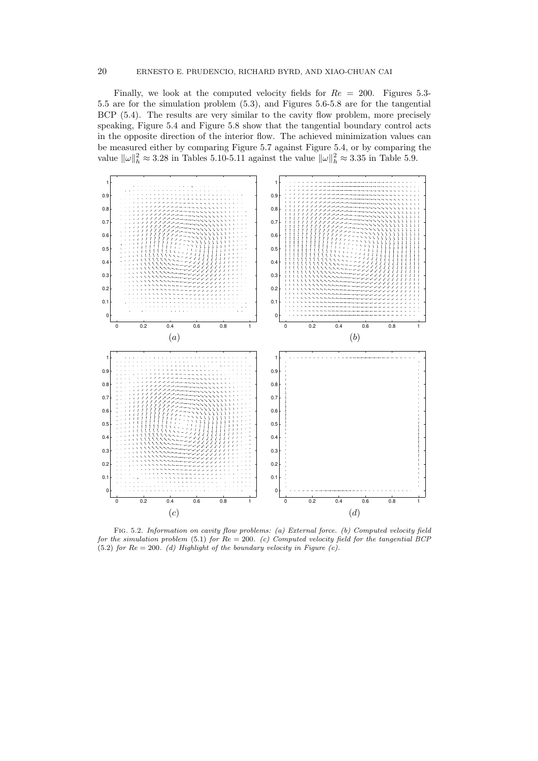Finally, we look at the computed velocity fields for $Re = 200$. Figures 5.3-5.5 are for the simulation problem (5.3), and Figures 5.6-5.8 are for the tangential BCP (5.4). The results are very similar to the cavity flow problem, more precisely speaking, Figure 5.4 and Figure 5.8 show that the tangential boundary control acts in the opposite direction of the interior flow. The achieved minimization values can be measured either by comparing Figure 5.7 against Figure 5.4, or by comparing the value $\|\omega\|_h^2 \approx 3.28$ in Tables 5.10-5.11 against the value $\|\omega\|_h^2 \approx 3.35$ in Table 5.9.

Fig. 5.2. *Information on cavity flow problems: (a) External force. (b) Computed velocity field for the simulation problem* (5.1) *for* $Re = 200$. *(c) Computed velocity field for the tangential BCP* (5.2) *for* $Re = 200$. *(d) Highlight of the boundary velocity in Figure (c).*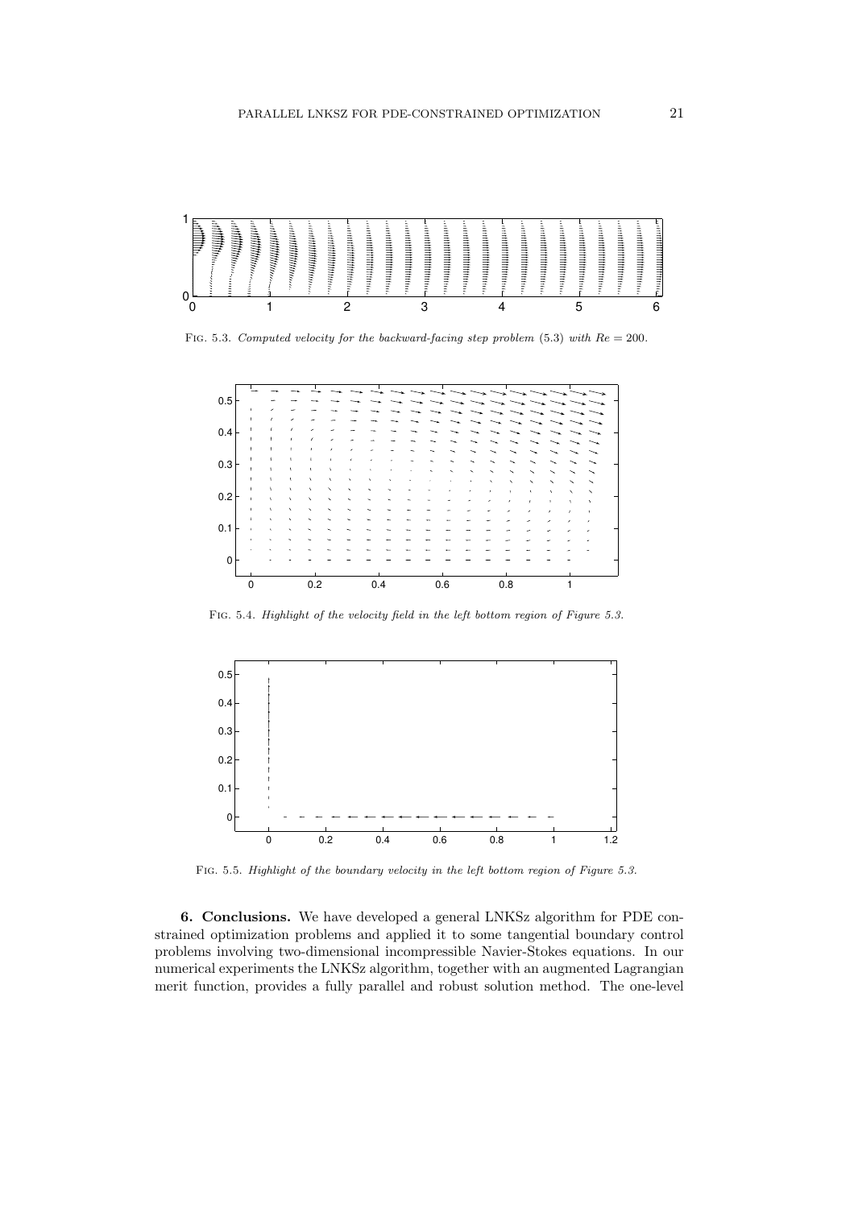Fig. 5.3. *Computed velocity for the backward-facing step problem* (5.3) *with $Re = 200$.*

Fig. 5.4. *Highlight of the velocity field in the left bottom region of Figure 5.3.*

Fig. 5.5. *Highlight of the boundary velocity in the left bottom region of Figure 5.3.*

**6. Conclusions.** We have developed a general LNKSz algorithm for PDE constrained optimization problems and applied it to some tangential boundary control problems involving two-dimensional incompressible Navier-Stokes equations. In our numerical experiments the LNKSz algorithm, together with an augmented Lagrangian merit function, provides a fully parallel and robust solution method. The one-level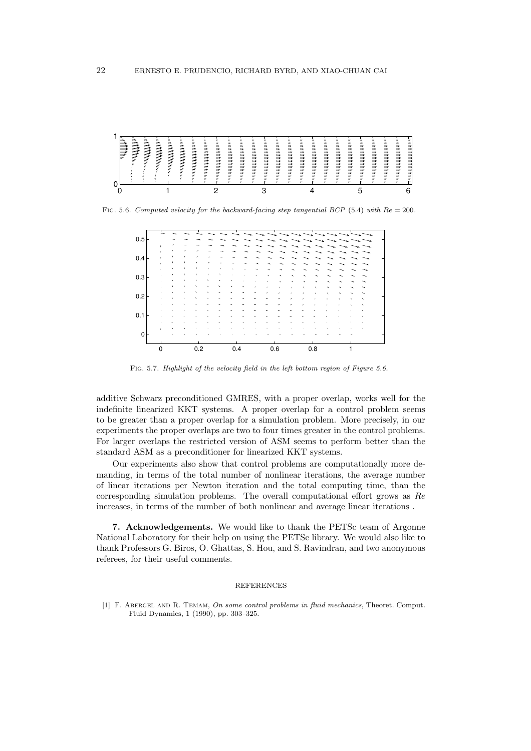Fig. 5.6. *Computed velocity for the backward-facing step tangential BCP* (5.4) *with* $Re = 200$.

Fig. 5.7. *Highlight of the velocity field in the left bottom region of Figure 5.6.*

additive Schwarz preconditioned GMRES, with a proper overlap, works well for the indefinite linearized KKT systems. A proper overlap for a control problem seems to be greater than a proper overlap for a simulation problem. More precisely, in our experiments the proper overlaps are two to four times greater in the control problems. For larger overlaps the restricted version of ASM seems to perform better than the standard ASM as a preconditioner for linearized KKT systems.

Our experiments also show that control problems are computationally more demanding, in terms of the total number of nonlinear iterations, the average number of linear iterations per Newton iteration and the total computing time, than the corresponding simulation problems. The overall computational effort grows as $Re$ increases, in terms of the number of both nonlinear and average linear iterations .

**7. Acknowledgements.** We would like to thank the PETSc team of Argonne National Laboratory for their help on using the PETSc library. We would also like to thank Professors G. Biros, O. Ghattas, S. Hou, and S. Ravindran, and two anonymous referees, for their useful comments.

## REFERENCES

[1] F. Abergel and R. Temam, *On some control problems in fluid mechanics*, Theoret. Comput. Fluid Dynamics, 1 (1990), pp. 303–325.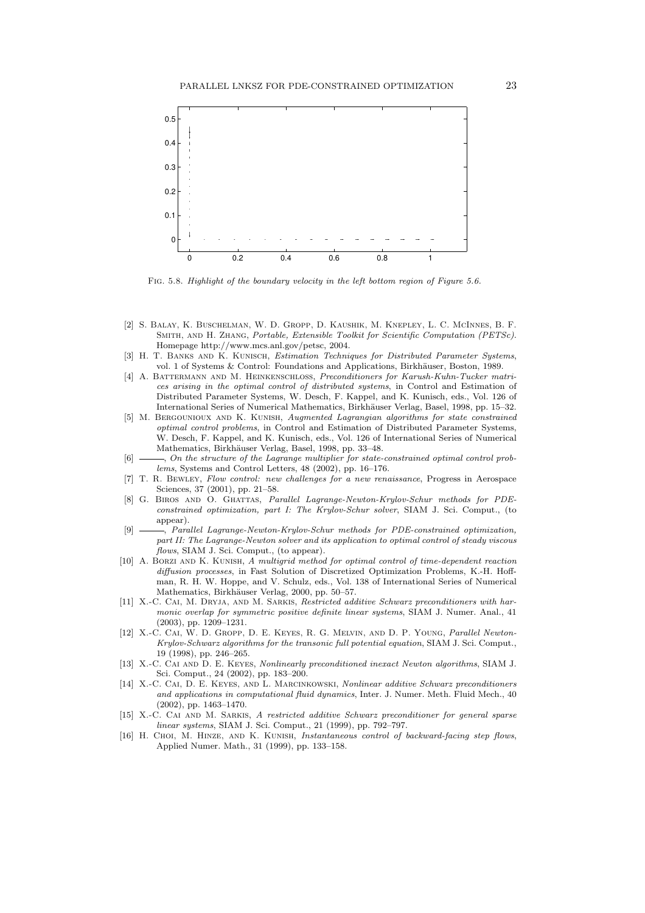Fig. 5.8. *Highlight of the boundary velocity in the left bottom region of Figure 5.6.*

- [2] S. Balay, K. Buschelman, W. D. Gropp, D. Kaushik, M. Knepley, L. C. McInnes, B. F. Smith, and H. Zhang, *Portable, Extensible Toolkit for Scientific Computation (PETSc)*. Homepage http://www.mcs.anl.gov/petsc, 2004.
- [3] H. T. Banks and K. Kunisch, *Estimation Techniques for Distributed Parameter Systems*, vol. 1 of Systems & Control: Foundations and Applications, Birkhäuser, Boston, 1989.
- [4] A. Battermann and M. Heinkenschloss, *Preconditioners for Karush-Kuhn-Tucker matrices arising in the optimal control of distributed systems*, in Control and Estimation of Distributed Parameter Systems, W. Desch, F. Kappel, and K. Kunisch, eds., Vol. 126 of International Series of Numerical Mathematics, Birkhäuser Verlag, Basel, 1998, pp. 15–32.
- [5] M. Bergounioux and K. Kunish, *Augmented Lagrangian algorithms for state constrained optimal control problems*, in Control and Estimation of Distributed Parameter Systems, W. Desch, F. Kappel, and K. Kunisch, eds., Vol. 126 of International Series of Numerical Mathematics, Birkhäuser Verlag, Basel, 1998, pp. 33–48.
- [6] ———, *On the structure of the Lagrange multiplier for state-constrained optimal control problems*, Systems and Control Letters, 48 (2002), pp. 16–176.
- [7] T. R. Bewley, *Flow control: new challenges for a new renaissance*, Progress in Aerospace Sciences, 37 (2001), pp. 21–58.
- [8] G. Biros and O. Ghattas, *Parallel Lagrange-Newton-Krylov-Schur methods for PDE-constrained optimization, part I: The Krylov-Schur solver*, SIAM J. Sci. Comput., (to appear).
- [9] ———, *Parallel Lagrange-Newton-Krylov-Schur methods for PDE-constrained optimization, part II: The Lagrange-Newton solver and its application to optimal control of steady viscous flows*, SIAM J. Sci. Comput., (to appear).
- [10] A. Borzi and K. Kunish, *A multigrid method for optimal control of time-dependent reaction diffusion processes*, in Fast Solution of Discretized Optimization Problems, K.-H. Hoffman, R. H. W. Hoppe, and V. Schulz, eds., Vol. 138 of International Series of Numerical Mathematics, Birkhäuser Verlag, 2000, pp. 50–57.
- [11] X.-C. Cai, M. Dryja, and M. Sarkis, *Restricted additive Schwarz preconditioners with harmonic overlap for symmetric positive definite linear systems*, SIAM J. Numer. Anal., 41 (2003), pp. 1209–1231.
- [12] X.-C. Cai, W. D. Gropp, D. E. Keyes, R. G. Melvin, and D. P. Young, *Parallel Newton-Krylov-Schwarz algorithms for the transonic full potential equation*, SIAM J. Sci. Comput., 19 (1998), pp. 246–265.
- [13] X.-C. Cai and D. E. Keyes, *Nonlinearly preconditioned inexact Newton algorithms*, SIAM J. Sci. Comput., 24 (2002), pp. 183–200.
- [14] X.-C. Cai, D. E. Keyes, and L. Marcinkowski, *Nonlinear additive Schwarz preconditioners and applications in computational fluid dynamics*, Inter. J. Numer. Meth. Fluid Mech., 40 (2002), pp. 1463–1470.
- [15] X.-C. Cai and M. Sarkis, *A restricted additive Schwarz preconditioner for general sparse linear systems*, SIAM J. Sci. Comput., 21 (1999), pp. 792–797.
- [16] H. Choi, M. Hinze, and K. Kunish, *Instantaneous control of backward-facing step flows*, Applied Numer. Math., 31 (1999), pp. 133–158.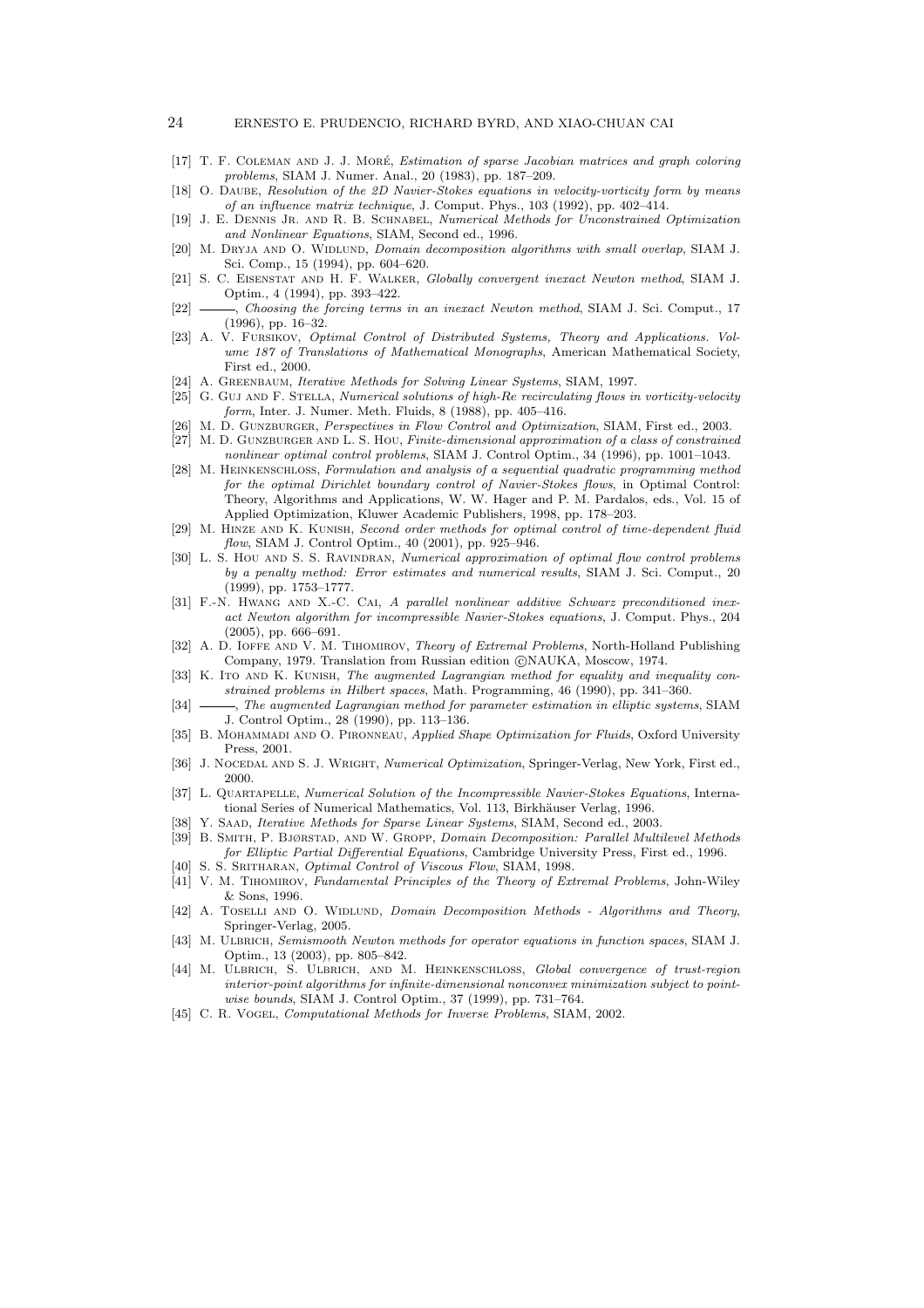[17] T. F. Coleman and J. J. Moré, *Estimation of sparse Jacobian matrices and graph coloring problems*, SIAM J. Numer. Anal., 20 (1983), pp. 187–209.

[18] O. Daube, *Resolution of the 2D Navier-Stokes equations in velocity-vorticity form by means of an influence matrix technique*, J. Comput. Phys., 103 (1992), pp. 402–414.

[19] J. E. Dennis Jr. and R. B. Schnabel, *Numerical Methods for Unconstrained Optimization and Nonlinear Equations*, SIAM, Second ed., 1996.

[20] M. Dryja and O. Widlund, *Domain decomposition algorithms with small overlap*, SIAM J. Sci. Comp., 15 (1994), pp. 604–620.

[21] S. C. Eisenstat and H. F. Walker, *Globally convergent inexact Newton method*, SIAM J. Optim., 4 (1994), pp. 393–422.

[22] ———, *Choosing the forcing terms in an inexact Newton method*, SIAM J. Sci. Comput., 17 (1996), pp. 16–32.

[23] A. V. Fursikov, *Optimal Control of Distributed Systems, Theory and Applications. Volume 187 of Translations of Mathematical Monographs*, American Mathematical Society, First ed., 2000.

[24] A. Greenbaum, *Iterative Methods for Solving Linear Systems*, SIAM, 1997.

[25] G. Guj and F. Stella, *Numerical solutions of high-Re recirculating flows in vorticity-velocity form*, Inter. J. Numer. Meth. Fluids, 8 (1988), pp. 405–416.

[26] M. D. Gunzburger, *Perspectives in Flow Control and Optimization*, SIAM, First ed., 2003.

[27] M. D. Gunzburger and L. S. Hou, *Finite-dimensional approximation of a class of constrained nonlinear optimal control problems*, SIAM J. Control Optim., 34 (1996), pp. 1001–1043.

[28] M. Heinkenschloss, *Formulation and analysis of a sequential quadratic programming method for the optimal Dirichlet boundary control of Navier-Stokes flows*, in Optimal Control: Theory, Algorithms and Applications, W. W. Hager and P. M. Pardalos, eds., Vol. 15 of Applied Optimization, Kluwer Academic Publishers, 1998, pp. 178–203.

[29] M. Hinze and K. Kunisch, *Second order methods for optimal control of time-dependent fluid flow*, SIAM J. Control Optim., 40 (2001), pp. 925–946.

[30] L. S. Hou and S. S. Ravindran, *Numerical approximation of optimal flow control problems by a penalty method: Error estimates and numerical results*, SIAM J. Sci. Comput., 20 (1999), pp. 1753–1777.

[31] F.-N. Hwang and X.-C. Cai, *A parallel nonlinear additive Schwarz preconditioned inexact Newton algorithm for incompressible Navier-Stokes equations*, J. Comput. Phys., 204 (2005), pp. 666–691.

[32] A. D. Ioffe and V. M. Tihomirov, *Theory of Extremal Problems*, North-Holland Publishing Company, 1979. Translation from Russian edition ©NAUKA, Moscow, 1974.

[33] K. Ito and K. Kunish, *The augmented Lagrangian method for equality and inequality constrained problems in Hilbert spaces*, Math. Programming, 46 (1990), pp. 341–360.

[34] ———, *The augmented Lagrangian method for parameter estimation in elliptic systems*, SIAM J. Control Optim., 28 (1990), pp. 113–136.

[35] B. Mohammadi and O. Pironneau, *Applied Shape Optimization for Fluids*, Oxford University Press, 2001.

[36] J. Nocedal and S. J. Wright, *Numerical Optimization*, Springer-Verlag, New York, First ed., 2000.

[37] L. Quartapelle, *Numerical Solution of the Incompressible Navier-Stokes Equations*, International Series of Numerical Mathematics, Vol. 113, Birkhäuser Verlag, 1996.

[38] Y. Saad, *Iterative Methods for Sparse Linear Systems*, SIAM, Second ed., 2003.

[39] B. Smith, P. Bjørstad, and W. Gropp, *Domain Decomposition: Parallel Multilevel Methods for Elliptic Partial Differential Equations*, Cambridge University Press, First ed., 1996.

[40] S. S. Sritharan, *Optimal Control of Viscous Flow*, SIAM, 1998.

[41] V. M. Tihomirov, *Fundamental Principles of the Theory of Extremal Problems*, John-Wiley & Sons, 1996.

[42] A. Toselli and O. Widlund, *Domain Decomposition Methods - Algorithms and Theory*, Springer-Verlag, 2005.

[43] M. Ulbrich, *Semismooth Newton methods for operator equations in function spaces*, SIAM J. Optim., 13 (2003), pp. 805–842.

[44] M. Ulbrich, S. Ulbrich, and M. Heinkenschloss, *Global convergence of trust-region interior-point algorithms for infinite-dimensional nonconvex minimization subject to pointwise bounds*, SIAM J. Control Optim., 37 (1999), pp. 731–764.

[45] C. R. Vogel, *Computational Methods for Inverse Problems*, SIAM, 2002.